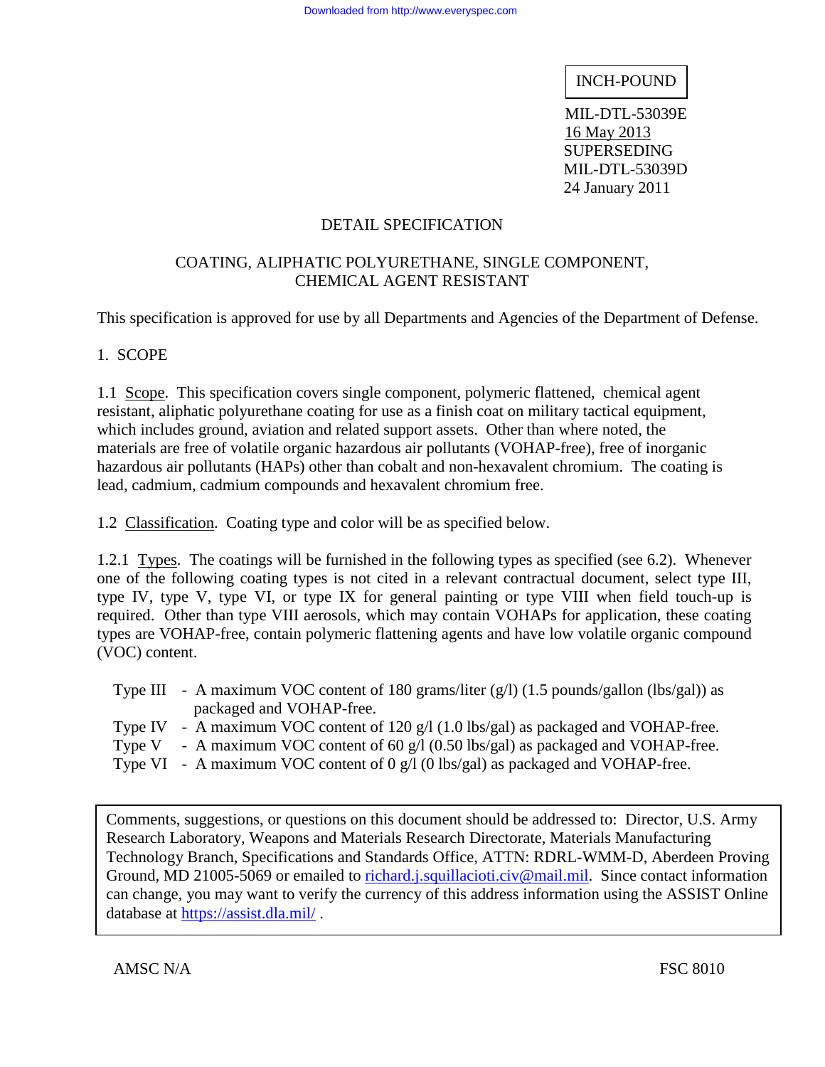INCH-POUND

MIL-DTL-53039E
16 May 2013
SUPERSEDING
MIL-DTL-53039D
24 January 2011

# DETAIL SPECIFICATION

## COATING, ALIPHATIC POLYURETHANE, SINGLE COMPONENT, CHEMICAL AGENT RESISTANT

This specification is approved for use by all Departments and Agencies of the Department of Defense.

## 1. SCOPE

1.1 Scope. This specification covers single component, polymeric flattened, chemical agent resistant, aliphatic polyurethane coating for use as a finish coat on military tactical equipment, which includes ground, aviation and related support assets. Other than where noted, the materials are free of volatile organic hazardous air pollutants (VOHAP-free), free of inorganic hazardous air pollutants (HAPs) other than cobalt and non-hexavalent chromium. The coating is lead, cadmium, cadmium compounds and hexavalent chromium free.

1.2 Classification. Coating type and color will be as specified below.

1.2.1 Types. The coatings will be furnished in the following types as specified (see 6.2). Whenever one of the following coating types is not cited in a relevant contractual document, select type III, type IV, type V, type VI, or type IX for general painting or type VIII when field touch-up is required. Other than type VIII aerosols, which may contain VOHAPs for application, these coating types are VOHAP-free, contain polymeric flattening agents and have low volatile organic compound (VOC) content.

- Type III - A maximum VOC content of 180 grams/liter (g/l) (1.5 pounds/gallon (lbs/gal)) as packaged and VOHAP-free.
- Type IV - A maximum VOC content of 120 g/l (1.0 lbs/gal) as packaged and VOHAP-free.
- Type V - A maximum VOC content of 60 g/l (0.50 lbs/gal) as packaged and VOHAP-free.
- Type VI - A maximum VOC content of 0 g/l (0 lbs/gal) as packaged and VOHAP-free.

Comments, suggestions, or questions on this document should be addressed to: Director, U.S. Army Research Laboratory, Weapons and Materials Research Directorate, Materials Manufacturing Technology Branch, Specifications and Standards Office, ATTN: RDRL-WMM-D, Aberdeen Proving Ground, MD 21005-5069 or emailed to richard.j.squillacioti.civ@mail.mil. Since contact information can change, you may want to verify the currency of this address information using the ASSIST Online database at https://assist.dla.mil/ .

AMSC N/A FSC 8010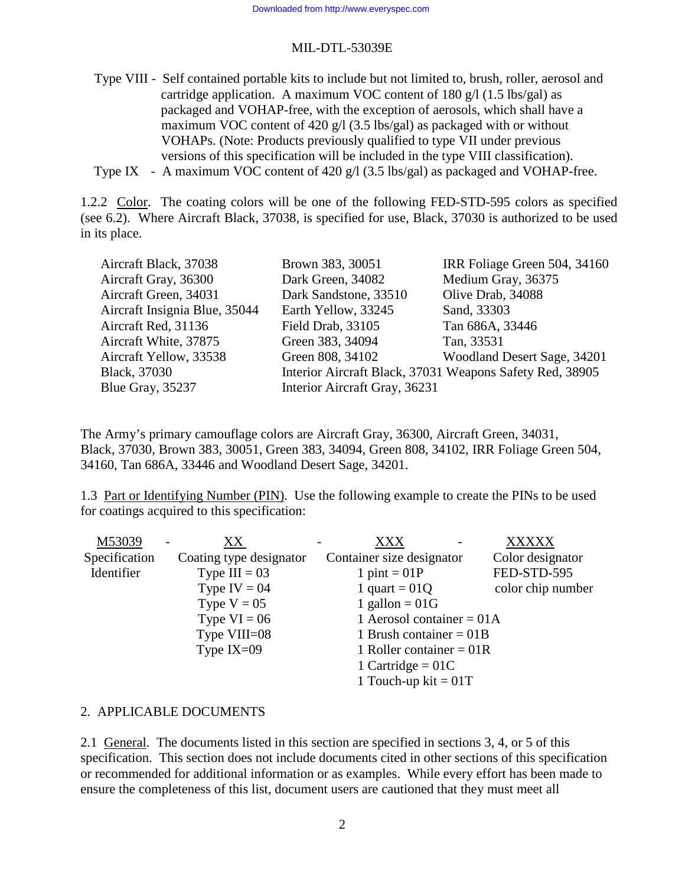Type VIII - Self contained portable kits to include but not limited to, brush, roller, aerosol and cartridge application. A maximum VOC content of 180 g/l (1.5 lbs/gal) as packaged and VOHAP-free, with the exception of aerosols, which shall have a maximum VOC content of 420 g/l (3.5 lbs/gal) as packaged with or without VOHAPs. (Note: Products previously qualified to type VII under previous versions of this specification will be included in the type VIII classification).

Type IX - A maximum VOC content of 420 g/l (3.5 lbs/gal) as packaged and VOHAP-free.

1.2.2 Color. The coating colors will be one of the following FED-STD-595 colors as specified (see 6.2). Where Aircraft Black, 37038, is specified for use, Black, 37030 is authorized to be used in its place.

| | | |
|---|---|---|
| Aircraft Black, 37038 | Brown 383, 30051 | IRR Foliage Green 504, 34160 |
| Aircraft Gray, 36300 | Dark Green, 34082 | Medium Gray, 36375 |
| Aircraft Green, 34031 | Dark Sandstone, 33510 | Olive Drab, 34088 |
| Aircraft Insignia Blue, 35044 | Earth Yellow, 33245 | Sand, 33303 |
| Aircraft Red, 31136 | Field Drab, 33105 | Tan 686A, 33446 |
| Aircraft White, 37875 | Green 383, 34094 | Tan, 33531 |
| Aircraft Yellow, 33538 | Green 808, 34102 | Woodland Desert Sage, 34201 |
| Black, 37030 | Interior Aircraft Black, 37031 | Weapons Safety Red, 38905 |
| Blue Gray, 35237 | Interior Aircraft Gray, 36231 | |

The Army's primary camouflage colors are Aircraft Gray, 36300, Aircraft Green, 34031, Black, 37030, Brown 383, 30051, Green 383, 34094, Green 808, 34102, IRR Foliage Green 504, 34160, Tan 686A, 33446 and Woodland Desert Sage, 34201.

1.3 Part or Identifying Number (PIN). Use the following example to create the PINs to be used for coatings acquired to this specification:

| M53039 | - XX | - XXX | - XXXXX |
|---|---|---|---|
| Specification Identifier | Coating type designator | Container size designator | Color designator |
| | Type III = 03 | 1 pint = 01P | FED-STD-595 color chip number |
| | Type IV = 04 | 1 quart = 01Q | |
| | Type V = 05 | 1 gallon = 01G | |
| | Type VI = 06 | 1 Aerosol container = 01A | |
| | Type VIII=08 | 1 Brush container = 01B | |
| | Type IX=09 | 1 Roller container = 01R | |
| | | 1 Cartridge = 01C | |
| | | 1 Touch-up kit = 01T | |

## 2. APPLICABLE DOCUMENTS

2.1 General. The documents listed in this section are specified in sections 3, 4, or 5 of this specification. This section does not include documents cited in other sections of this specification or recommended for additional information or as examples. While every effort has been made to ensure the completeness of this list, document users are cautioned that they must meet all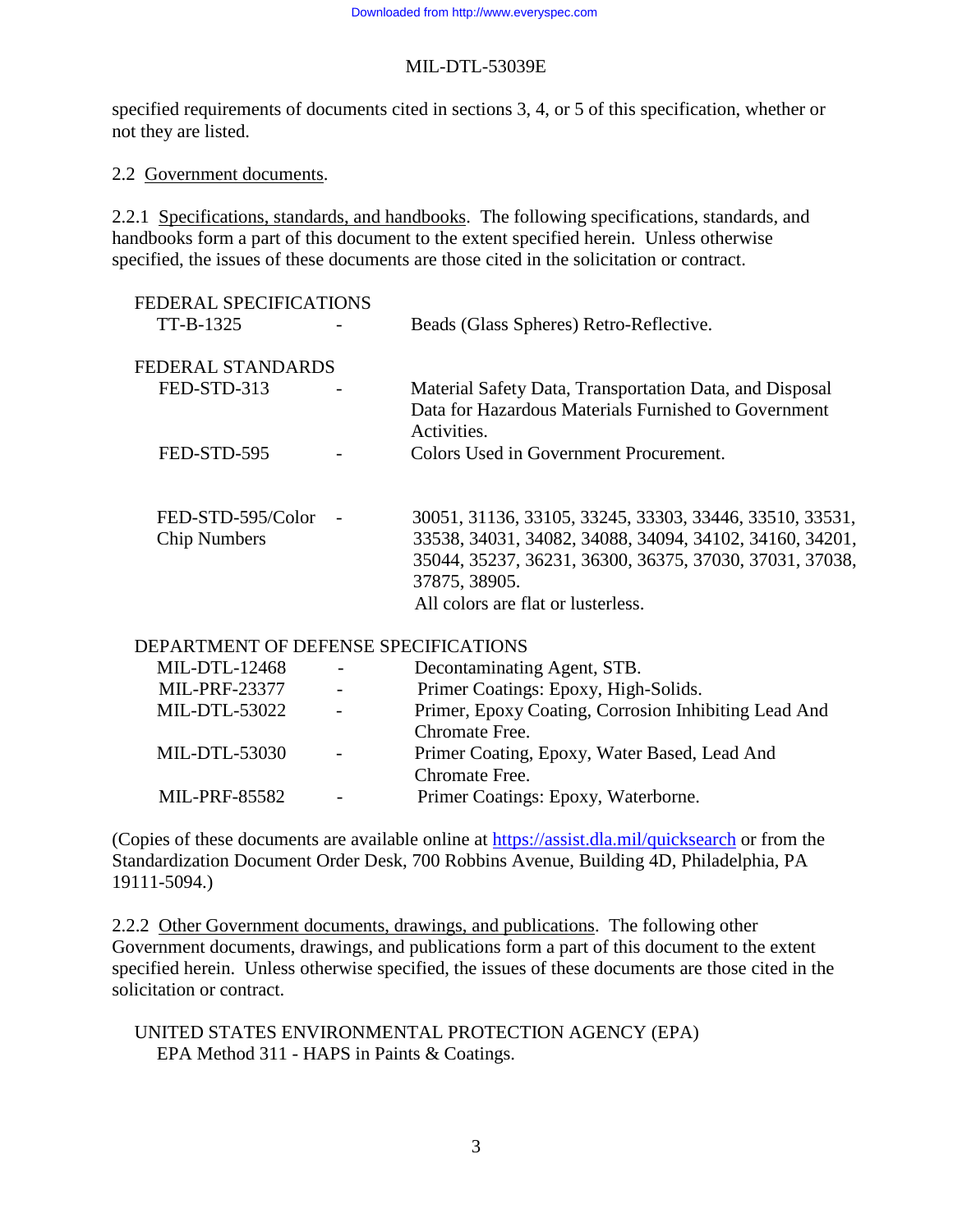specified requirements of documents cited in sections 3, 4, or 5 of this specification, whether or not they are listed.

2.2 Government documents.

2.2.1 Specifications, standards, and handbooks. The following specifications, standards, and handbooks form a part of this document to the extent specified herein. Unless otherwise specified, the issues of these documents are those cited in the solicitation or contract.

FEDERAL SPECIFICATIONS

| | | |
|---|---|---|
| TT-B-1325 | - | Beads (Glass Spheres) Retro-Reflective. |

FEDERAL STANDARDS

| | | |
|---|---|---|
| FED-STD-313 | - | Material Safety Data, Transportation Data, and Disposal Data for Hazardous Materials Furnished to Government Activities. |
| FED-STD-595 | - | Colors Used in Government Procurement. |
| FED-STD-595/Color Chip Numbers | - | 30051, 31136, 33105, 33245, 33303, 33446, 33510, 33531, 33538, 34031, 34082, 34088, 34094, 34102, 34160, 34201, 35044, 35237, 36231, 36300, 36375, 37030, 37031, 37038, 37875, 38905. All colors are flat or lusterless. |

DEPARTMENT OF DEFENSE SPECIFICATIONS

| | | |
|---|---|---|
| MIL-DTL-12468 | - | Decontaminating Agent, STB. |
| MIL-PRF-23377 | - | Primer Coatings: Epoxy, High-Solids. |
| MIL-DTL-53022 | - | Primer, Epoxy Coating, Corrosion Inhibiting Lead And Chromate Free. |
| MIL-DTL-53030 | - | Primer Coating, Epoxy, Water Based, Lead And Chromate Free. |
| MIL-PRF-85582 | - | Primer Coatings: Epoxy, Waterborne. |

(Copies of these documents are available online at https://assist.dla.mil/quicksearch or from the Standardization Document Order Desk, 700 Robbins Avenue, Building 4D, Philadelphia, PA 19111-5094.)

2.2.2 Other Government documents, drawings, and publications. The following other Government documents, drawings, and publications form a part of this document to the extent specified herein. Unless otherwise specified, the issues of these documents are those cited in the solicitation or contract.

UNITED STATES ENVIRONMENTAL PROTECTION AGENCY (EPA)

EPA Method 311 - HAPS in Paints & Coatings.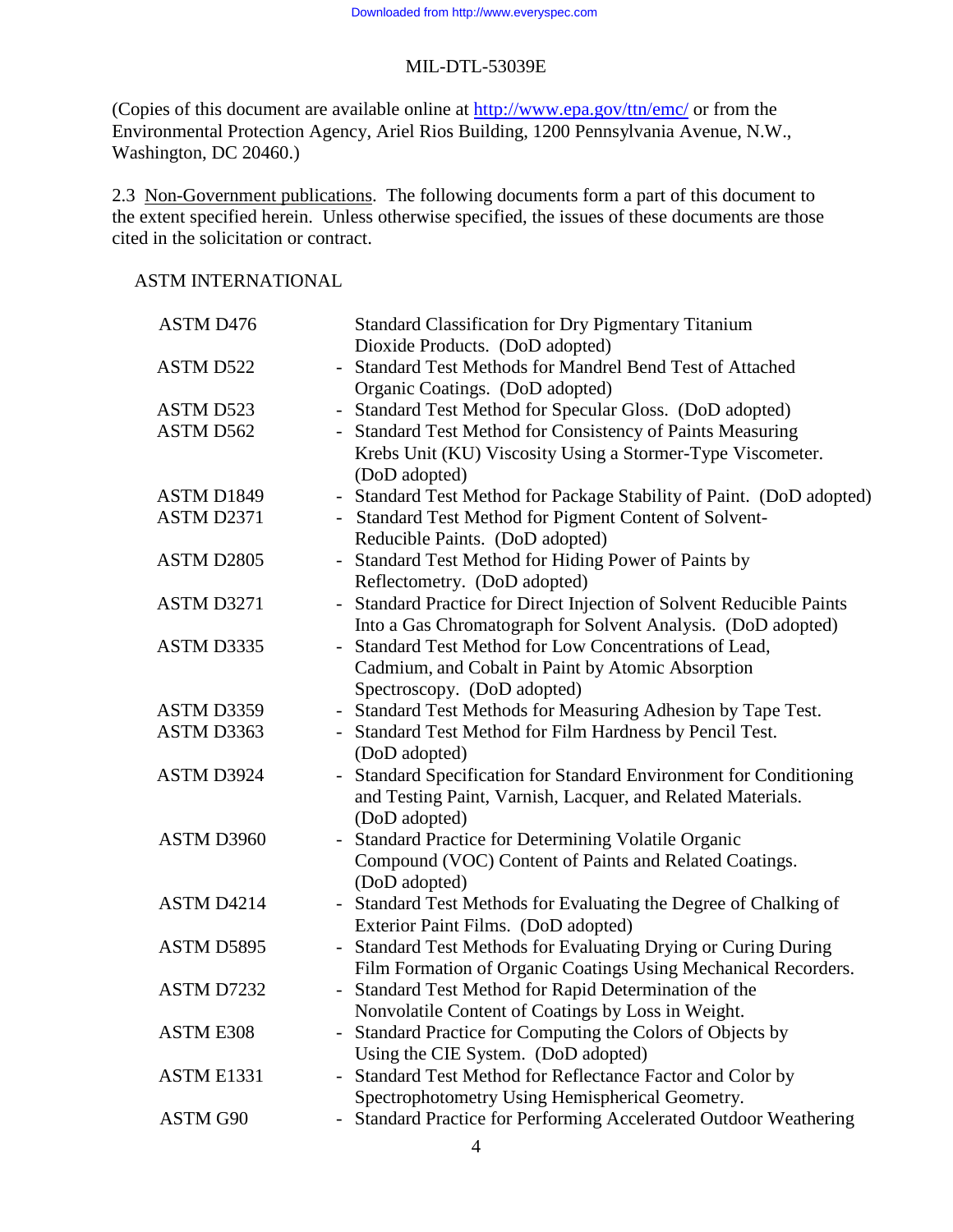(Copies of this document are available online at http://www.epa.gov/ttn/emc/ or from the Environmental Protection Agency, Ariel Rios Building, 1200 Pennsylvania Avenue, N.W., Washington, DC 20460.)

2.3 Non-Government publications. The following documents form a part of this document to the extent specified herein. Unless otherwise specified, the issues of these documents are those cited in the solicitation or contract.

ASTM INTERNATIONAL

| | | |
|---|---|---|
| ASTM D476 | | Standard Classification for Dry Pigmentary Titanium Dioxide Products. (DoD adopted) |
| ASTM D522 | - | Standard Test Methods for Mandrel Bend Test of Attached Organic Coatings. (DoD adopted) |
| ASTM D523 | - | Standard Test Method for Specular Gloss. (DoD adopted) |
| ASTM D562 | - | Standard Test Method for Consistency of Paints Measuring Krebs Unit (KU) Viscosity Using a Stormer-Type Viscometer. (DoD adopted) |
| ASTM D1849 | - | Standard Test Method for Package Stability of Paint. (DoD adopted) |
| ASTM D2371 | - | Standard Test Method for Pigment Content of Solvent-Reducible Paints. (DoD adopted) |
| ASTM D2805 | - | Standard Test Method for Hiding Power of Paints by Reflectometry. (DoD adopted) |
| ASTM D3271 | - | Standard Practice for Direct Injection of Solvent Reducible Paints Into a Gas Chromatograph for Solvent Analysis. (DoD adopted) |
| ASTM D3335 | - | Standard Test Method for Low Concentrations of Lead, Cadmium, and Cobalt in Paint by Atomic Absorption Spectroscopy. (DoD adopted) |
| ASTM D3359 | - | Standard Test Methods for Measuring Adhesion by Tape Test. |
| ASTM D3363 | - | Standard Test Method for Film Hardness by Pencil Test. (DoD adopted) |
| ASTM D3924 | - | Standard Specification for Standard Environment for Conditioning and Testing Paint, Varnish, Lacquer, and Related Materials. (DoD adopted) |
| ASTM D3960 | - | Standard Practice for Determining Volatile Organic Compound (VOC) Content of Paints and Related Coatings. (DoD adopted) |
| ASTM D4214 | - | Standard Test Methods for Evaluating the Degree of Chalking of Exterior Paint Films. (DoD adopted) |
| ASTM D5895 | - | Standard Test Methods for Evaluating Drying or Curing During Film Formation of Organic Coatings Using Mechanical Recorders. |
| ASTM D7232 | - | Standard Test Method for Rapid Determination of the Nonvolatile Content of Coatings by Loss in Weight. |
| ASTM E308 | - | Standard Practice for Computing the Colors of Objects by Using the CIE System. (DoD adopted) |
| ASTM E1331 | - | Standard Test Method for Reflectance Factor and Color by Spectrophotometry Using Hemispherical Geometry. |
| ASTM G90 | - | Standard Practice for Performing Accelerated Outdoor Weathering |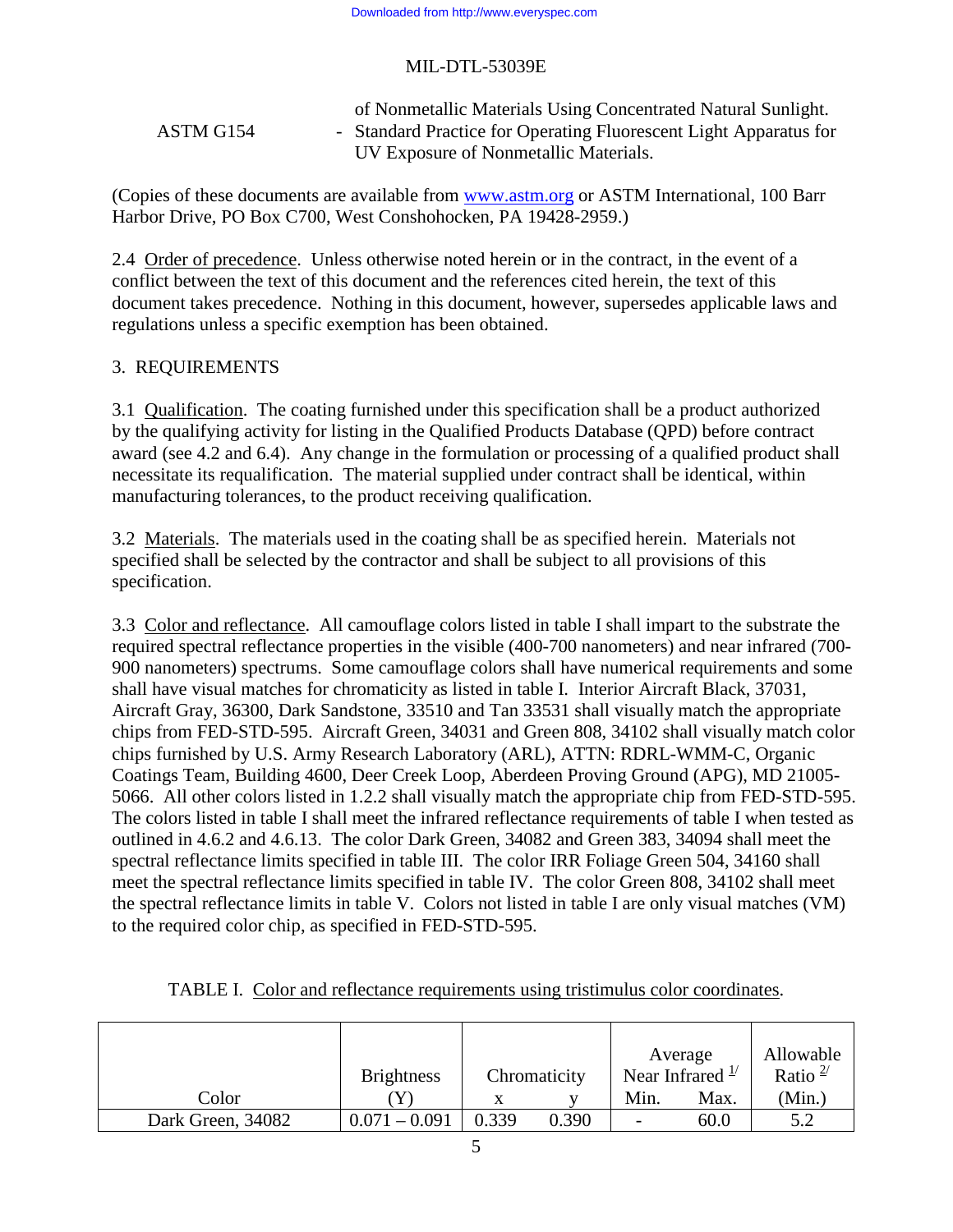| ASTM G154 | - | of Nonmetallic Materials Using Concentrated Natural Sunlight. Standard Practice for Operating Fluorescent Light Apparatus for UV Exposure of Nonmetallic Materials. |
|---|---|---|

(Copies of these documents are available from www.astm.org or ASTM International, 100 Barr Harbor Drive, PO Box C700, West Conshohocken, PA 19428-2959.)

2.4 Order of precedence. Unless otherwise noted herein or in the contract, in the event of a conflict between the text of this document and the references cited herein, the text of this document takes precedence. Nothing in this document, however, supersedes applicable laws and regulations unless a specific exemption has been obtained.

## 3. REQUIREMENTS

3.1 Qualification. The coating furnished under this specification shall be a product authorized by the qualifying activity for listing in the Qualified Products Database (QPD) before contract award (see 4.2 and 6.4). Any change in the formulation or processing of a qualified product shall necessitate its requalification. The material supplied under contract shall be identical, within manufacturing tolerances, to the product receiving qualification.

3.2 Materials. The materials used in the coating shall be as specified herein. Materials not specified shall be selected by the contractor and shall be subject to all provisions of this specification.

3.3 Color and reflectance. All camouflage colors listed in table I shall impart to the substrate the required spectral reflectance properties in the visible (400-700 nanometers) and near infrared (700-900 nanometers) spectrums. Some camouflage colors shall have numerical requirements and some shall have visual matches for chromaticity as listed in table I. Interior Aircraft Black, 37031, Aircraft Gray, 36300, Dark Sandstone, 33510 and Tan 33531 shall visually match the appropriate chips from FED-STD-595. Aircraft Green, 34031 and Green 808, 34102 shall visually match color chips furnished by U.S. Army Research Laboratory (ARL), ATTN: RDRL-WMM-C, Organic Coatings Team, Building 4600, Deer Creek Loop, Aberdeen Proving Ground (APG), MD 21005-5066. All other colors listed in 1.2.2 shall visually match the appropriate chip from FED-STD-595. The colors listed in table I shall meet the infrared reflectance requirements of table I when tested as outlined in 4.6.2 and 4.6.13. The color Dark Green, 34082 and Green 383, 34094 shall meet the spectral reflectance limits specified in table III. The color IRR Foliage Green 504, 34160 shall meet the spectral reflectance limits specified in table IV. The color Green 808, 34102 shall meet the spectral reflectance limits in table V. Colors not listed in table I are only visual matches (VM) to the required color chip, as specified in FED-STD-595.

TABLE I. Color and reflectance requirements using tristimulus color coordinates.

| Color | Brightness (Y) | Chromaticity | | Average Near Infrared [1/] | | Allowable Ratio [2/] (Min.) |
|---|---|---|---|---|---|---|
| | | x | y | Min. | Max. | |
| Dark Green, 34082 | 0.071 – 0.091 | 0.339 | 0.390 | - | 60.0 | 5.2 |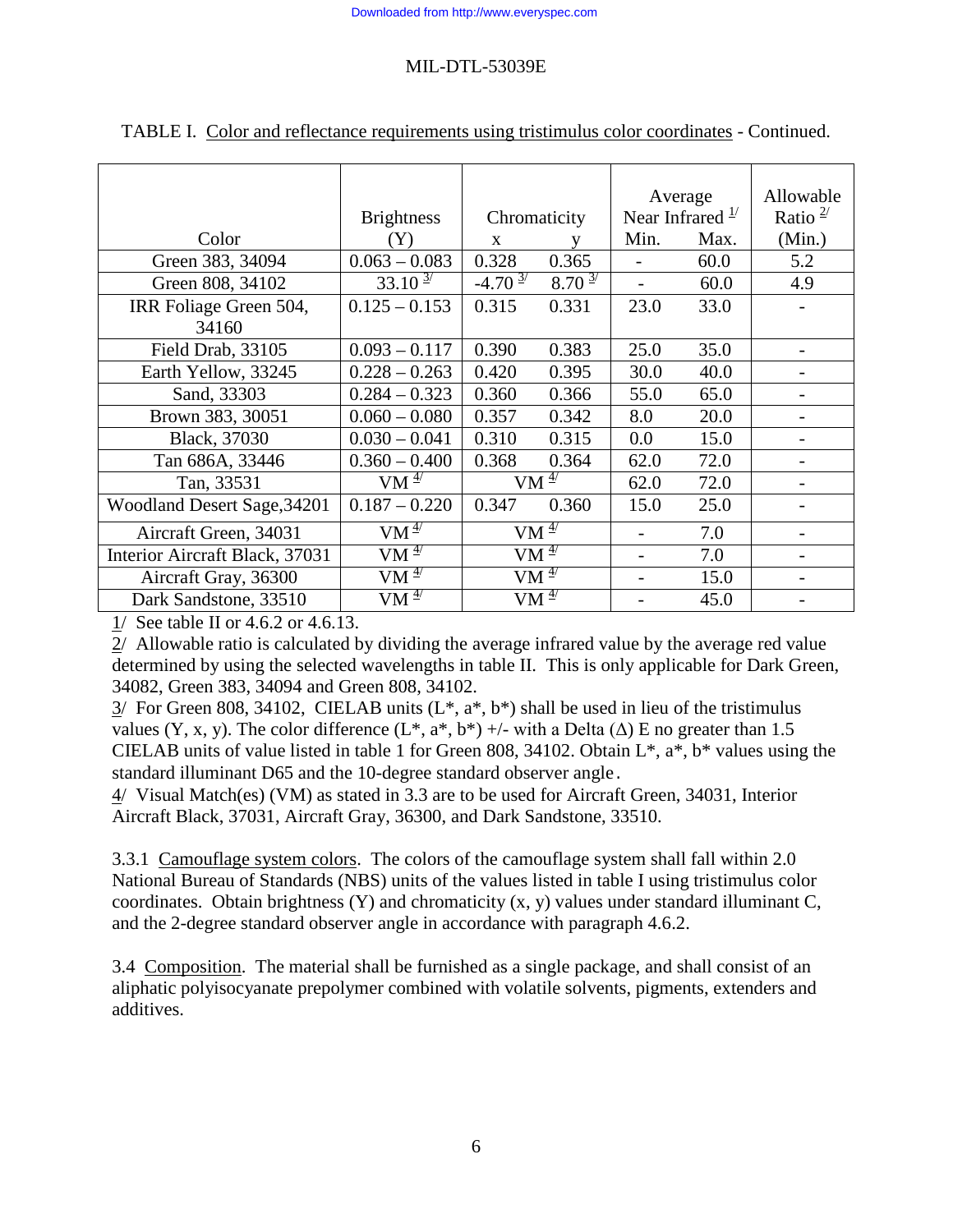TABLE I. Color and reflectance requirements using tristimulus color coordinates - Continued.

| Color | Brightness (Y) | Chromaticity x | Chromaticity y | Average Near Infrared [1/] Min. | Average Near Infrared [1/] Max. | Allowable Ratio [2/] (Min.) |
|---|---|---|---|---|---|---|
| Green 383, 34094 | 0.063 – 0.083 | 0.328 | 0.365 | - | 60.0 | 5.2 |
| Green 808, 34102 | 33.10 [3/] | -4.70 [3/] | 8.70 [3/] | - | 60.0 | 4.9 |
| IRR Foliage Green 504, 34160 | 0.125 – 0.153 | 0.315 | 0.331 | 23.0 | 33.0 | - |
| Field Drab, 33105 | 0.093 – 0.117 | 0.390 | 0.383 | 25.0 | 35.0 | - |
| Earth Yellow, 33245 | 0.228 – 0.263 | 0.420 | 0.395 | 30.0 | 40.0 | - |
| Sand, 33303 | 0.284 – 0.323 | 0.360 | 0.366 | 55.0 | 65.0 | - |
| Brown 383, 30051 | 0.060 – 0.080 | 0.357 | 0.342 | 8.0 | 20.0 | - |
| Black, 37030 | 0.030 – 0.041 | 0.310 | 0.315 | 0.0 | 15.0 | - |
| Tan 686A, 33446 | 0.360 – 0.400 | 0.368 | 0.364 | 62.0 | 72.0 | - |
| Tan, 33531 | VM [4/] | VM [4/] | | 62.0 | 72.0 | - |
| Woodland Desert Sage, 34201 | 0.187 – 0.220 | 0.347 | 0.360 | 15.0 | 25.0 | - |
| Aircraft Green, 34031 | VM [4/] | VM [4/] | | - | 7.0 | - |
| Interior Aircraft Black, 37031 | VM [4/] | VM [4/] | | - | 7.0 | - |
| Aircraft Gray, 36300 | VM [4/] | VM [4/] | | - | 15.0 | - |
| Dark Sandstone, 33510 | VM [4/] | VM [4/] | | - | 45.0 | - |

1/ See table II or 4.6.2 or 4.6.13.

2/ Allowable ratio is calculated by dividing the average infrared value by the average red value determined by using the selected wavelengths in table II. This is only applicable for Dark Green, 34082, Green 383, 34094 and Green 808, 34102.

3/ For Green 808, 34102, CIELAB units (L*, a*, b*) shall be used in lieu of the tristimulus values (Y, x, y). The color difference (L*, a*, b*) +/- with a Delta (Δ) E no greater than 1.5 CIELAB units of value listed in table 1 for Green 808, 34102. Obtain L*, a*, b* values using the standard illuminant D65 and the 10-degree standard observer angle.

4/ Visual Match(es) (VM) as stated in 3.3 are to be used for Aircraft Green, 34031, Interior Aircraft Black, 37031, Aircraft Gray, 36300, and Dark Sandstone, 33510.

3.3.1 Camouflage system colors. The colors of the camouflage system shall fall within 2.0 National Bureau of Standards (NBS) units of the values listed in table I using tristimulus color coordinates. Obtain brightness (Y) and chromaticity (x, y) values under standard illuminant C, and the 2-degree standard observer angle in accordance with paragraph 4.6.2.

3.4 Composition. The material shall be furnished as a single package, and shall consist of an aliphatic polyisocyanate prepolymer combined with volatile solvents, pigments, extenders and additives.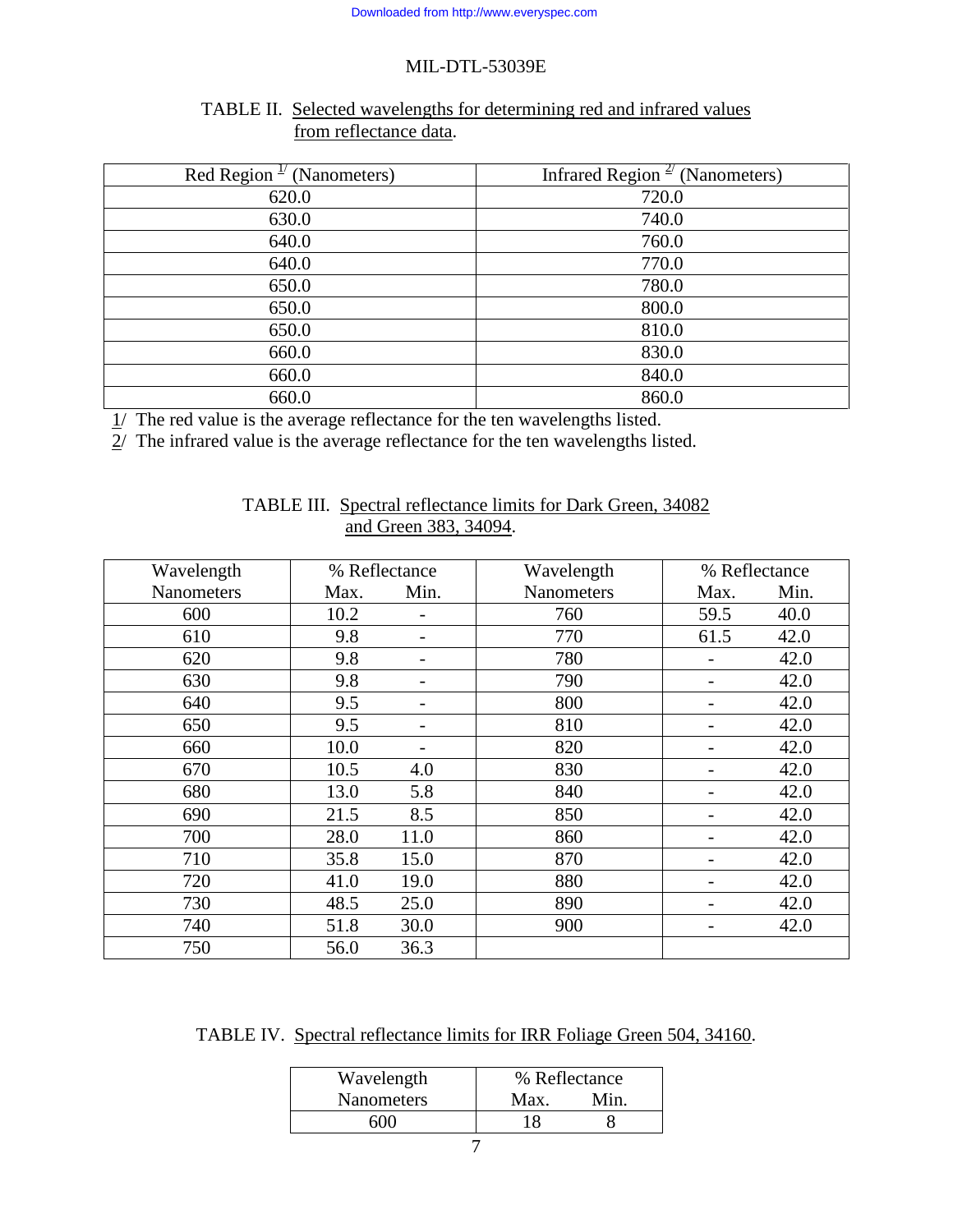TABLE II. Selected wavelengths for determining red and infrared values from reflectance data.

| Red Region [1/] (Nanometers) | Infrared Region [2/] (Nanometers) |
|---|---|
| 620.0 | 720.0 |
| 630.0 | 740.0 |
| 640.0 | 760.0 |
| 640.0 | 770.0 |
| 650.0 | 780.0 |
| 650.0 | 800.0 |
| 650.0 | 810.0 |
| 660.0 | 830.0 |
| 660.0 | 840.0 |
| 660.0 | 860.0 |

1/ The red value is the average reflectance for the ten wavelengths listed.

2/ The infrared value is the average reflectance for the ten wavelengths listed.

TABLE III. Spectral reflectance limits for Dark Green, 34082 and Green 383, 34094.

| Wavelength Nanometers | % Reflectance | | Wavelength Nanometers | % Reflectance | |
|---|---|---|---|---|---|
| | Max. | Min. | | Max. | Min. |
| 600 | 10.2 | - | 760 | 59.5 | 40.0 |
| 610 | 9.8 | - | 770 | 61.5 | 42.0 |
| 620 | 9.8 | - | 780 | - | 42.0 |
| 630 | 9.8 | - | 790 | - | 42.0 |
| 640 | 9.5 | - | 800 | - | 42.0 |
| 650 | 9.5 | - | 810 | - | 42.0 |
| 660 | 10.0 | - | 820 | - | 42.0 |
| 670 | 10.5 | 4.0 | 830 | - | 42.0 |
| 680 | 13.0 | 5.8 | 840 | - | 42.0 |
| 690 | 21.5 | 8.5 | 850 | - | 42.0 |
| 700 | 28.0 | 11.0 | 860 | - | 42.0 |
| 710 | 35.8 | 15.0 | 870 | - | 42.0 |
| 720 | 41.0 | 19.0 | 880 | - | 42.0 |
| 730 | 48.5 | 25.0 | 890 | - | 42.0 |
| 740 | 51.8 | 30.0 | 900 | - | 42.0 |
| 750 | 56.0 | 36.3 | | | |

TABLE IV. Spectral reflectance limits for IRR Foliage Green 504, 34160.

| Wavelength Nanometers | % Reflectance | |
|---|---|---|
| | Max. | Min. |
| 600 | 18 | 8 |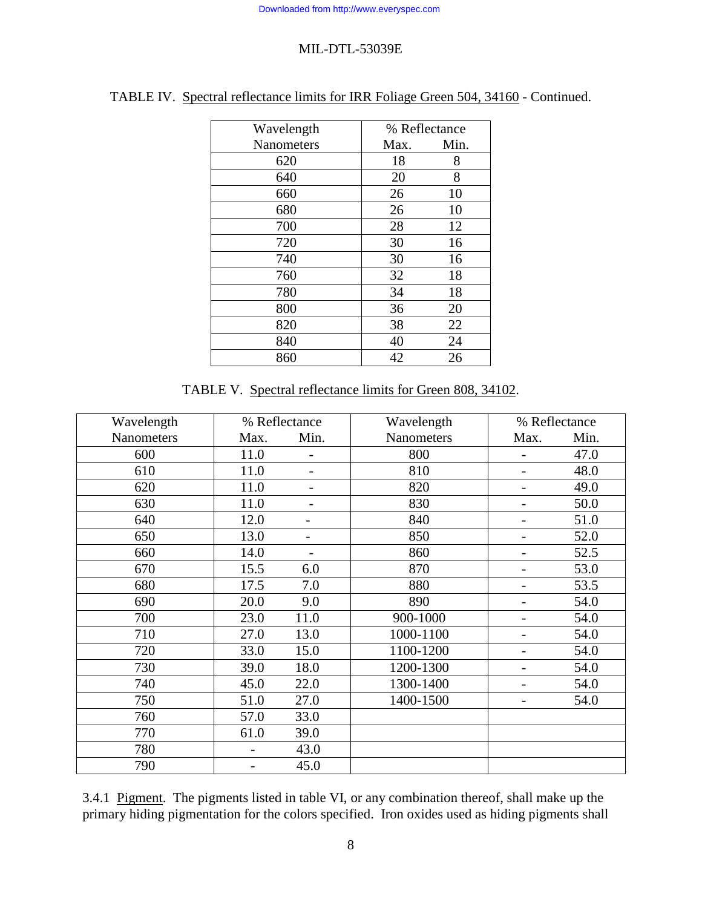TABLE IV. Spectral reflectance limits for IRR Foliage Green 504, 34160 - Continued.

| Wavelength Nanometers | % Reflectance Max. | Min. |
|---|---|---|
| 620 | 18 | 8 |
| 640 | 20 | 8 |
| 660 | 26 | 10 |
| 680 | 26 | 10 |
| 700 | 28 | 12 |
| 720 | 30 | 16 |
| 740 | 30 | 16 |
| 760 | 32 | 18 |
| 780 | 34 | 18 |
| 800 | 36 | 20 |
| 820 | 38 | 22 |
| 840 | 40 | 24 |
| 860 | 42 | 26 |

TABLE V. Spectral reflectance limits for Green 808, 34102.

| Wavelength Nanometers | % Reflectance Max. | Min. | Wavelength Nanometers | % Reflectance Max. | Min. |
|---|---|---|---|---|---|
| 600 | 11.0 | - | 800 | - | 47.0 |
| 610 | 11.0 | - | 810 | - | 48.0 |
| 620 | 11.0 | - | 820 | - | 49.0 |
| 630 | 11.0 | - | 830 | - | 50.0 |
| 640 | 12.0 | - | 840 | - | 51.0 |
| 650 | 13.0 | - | 850 | - | 52.0 |
| 660 | 14.0 | - | 860 | - | 52.5 |
| 670 | 15.5 | 6.0 | 870 | - | 53.0 |
| 680 | 17.5 | 7.0 | 880 | - | 53.5 |
| 690 | 20.0 | 9.0 | 890 | - | 54.0 |
| 700 | 23.0 | 11.0 | 900-1000 | - | 54.0 |
| 710 | 27.0 | 13.0 | 1000-1100 | - | 54.0 |
| 720 | 33.0 | 15.0 | 1100-1200 | - | 54.0 |
| 730 | 39.0 | 18.0 | 1200-1300 | - | 54.0 |
| 740 | 45.0 | 22.0 | 1300-1400 | - | 54.0 |
| 750 | 51.0 | 27.0 | 1400-1500 | - | 54.0 |
| 760 | 57.0 | 33.0 | | | |
| 770 | 61.0 | 39.0 | | | |
| 780 | - | 43.0 | | | |
| 790 | - | 45.0 | | | |

3.4.1 Pigment. The pigments listed in table VI, or any combination thereof, shall make up the primary hiding pigmentation for the colors specified. Iron oxides used as hiding pigments shall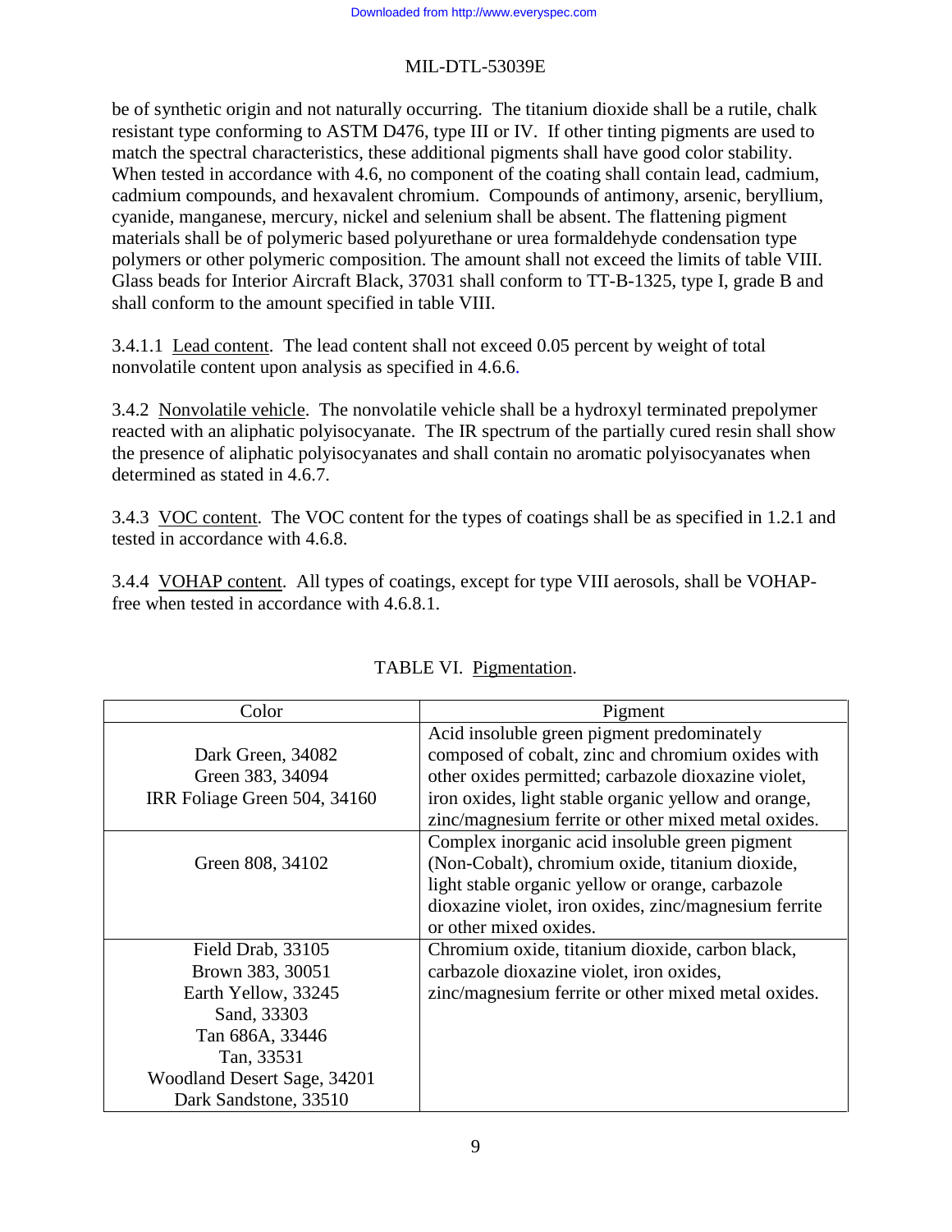be of synthetic origin and not naturally occurring. The titanium dioxide shall be a rutile, chalk resistant type conforming to ASTM D476, type III or IV. If other tinting pigments are used to match the spectral characteristics, these additional pigments shall have good color stability. When tested in accordance with 4.6, no component of the coating shall contain lead, cadmium, cadmium compounds, and hexavalent chromium. Compounds of antimony, arsenic, beryllium, cyanide, manganese, mercury, nickel and selenium shall be absent. The flattening pigment materials shall be of polymeric based polyurethane or urea formaldehyde condensation type polymers or other polymeric composition. The amount shall not exceed the limits of table VIII. Glass beads for Interior Aircraft Black, 37031 shall conform to TT-B-1325, type I, grade B and shall conform to the amount specified in table VIII.

3.4.1.1 Lead content. The lead content shall not exceed 0.05 percent by weight of total nonvolatile content upon analysis as specified in 4.6.6.

3.4.2 Nonvolatile vehicle. The nonvolatile vehicle shall be a hydroxyl terminated prepolymer reacted with an aliphatic polyisocyanate. The IR spectrum of the partially cured resin shall show the presence of aliphatic polyisocyanates and shall contain no aromatic polyisocyanates when determined as stated in 4.6.7.

3.4.3 VOC content. The VOC content for the types of coatings shall be as specified in 1.2.1 and tested in accordance with 4.6.8.

3.4.4 VOHAP content. All types of coatings, except for type VIII aerosols, shall be VOHAP-free when tested in accordance with 4.6.8.1.

TABLE VI. Pigmentation.

| Color | Pigment |
|---|---|
| Dark Green, 34082<br>Green 383, 34094<br>IRR Foliage Green 504, 34160 | Acid insoluble green pigment predominately composed of cobalt, zinc and chromium oxides with other oxides permitted; carbazole dioxazine violet, iron oxides, light stable organic yellow and orange, zinc/magnesium ferrite or other mixed metal oxides. |
| Green 808, 34102 | Complex inorganic acid insoluble green pigment (Non-Cobalt), chromium oxide, titanium dioxide, light stable organic yellow or orange, carbazole dioxazine violet, iron oxides, zinc/magnesium ferrite or other mixed oxides. |
| Field Drab, 33105<br>Brown 383, 30051<br>Earth Yellow, 33245<br>Sand, 33303<br>Tan 686A, 33446<br>Tan, 33531<br>Woodland Desert Sage, 34201<br>Dark Sandstone, 33510 | Chromium oxide, titanium dioxide, carbon black, carbazole dioxazine violet, iron oxides, zinc/magnesium ferrite or other mixed metal oxides. |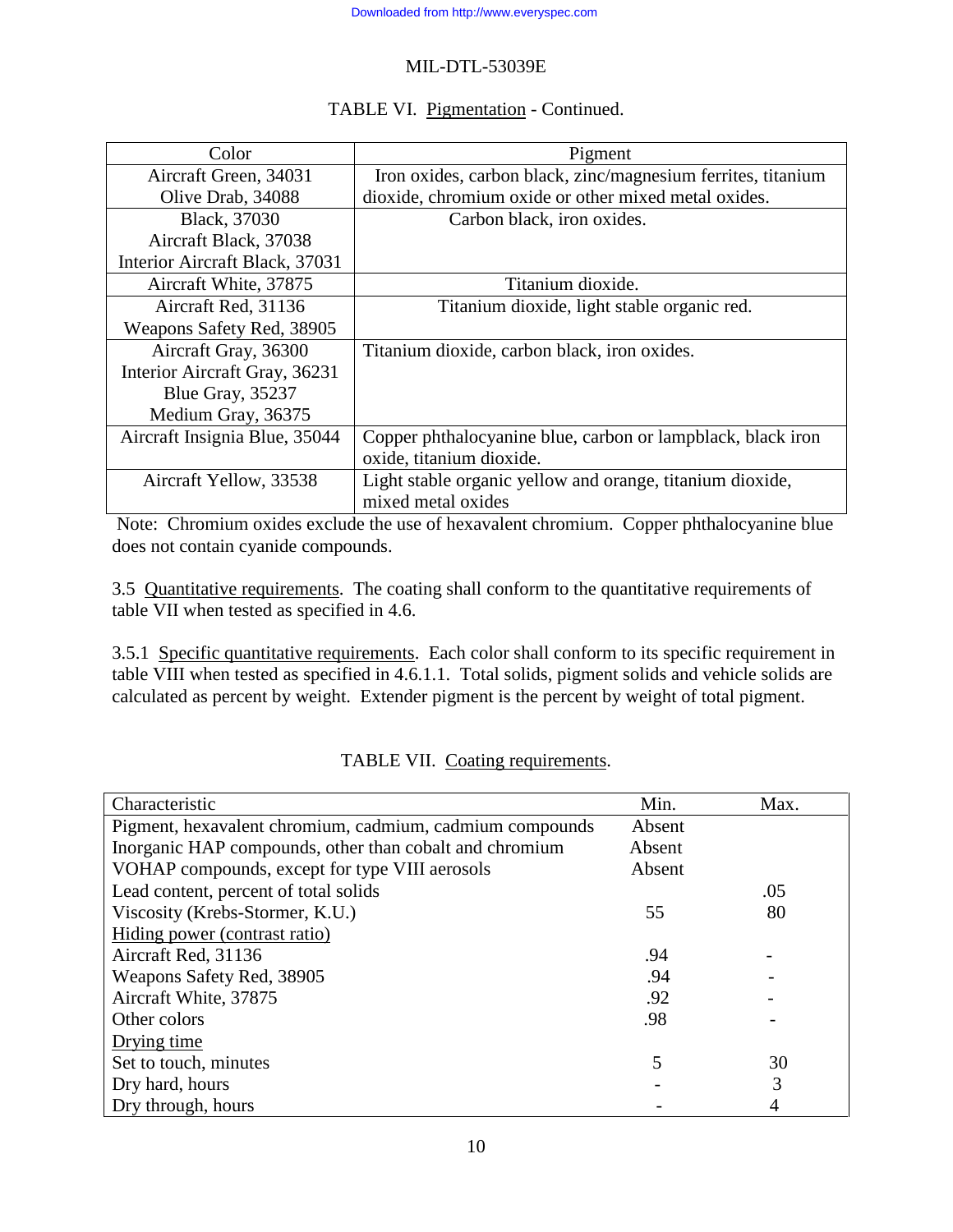TABLE VI. Pigmentation - Continued.

| Color | Pigment |
|---|---|
| Aircraft Green, 34031<br>Olive Drab, 34088 | Iron oxides, carbon black, zinc/magnesium ferrites, titanium dioxide, chromium oxide or other mixed metal oxides. |
| Black, 37030<br>Aircraft Black, 37038<br>Interior Aircraft Black, 37031 | Carbon black, iron oxides. |
| Aircraft White, 37875 | Titanium dioxide. |
| Aircraft Red, 31136<br>Weapons Safety Red, 38905 | Titanium dioxide, light stable organic red. |
| Aircraft Gray, 36300<br>Interior Aircraft Gray, 36231<br>Blue Gray, 35237<br>Medium Gray, 36375 | Titanium dioxide, carbon black, iron oxides. |
| Aircraft Insignia Blue, 35044 | Copper phthalocyanine blue, carbon or lampblack, black iron oxide, titanium dioxide. |
| Aircraft Yellow, 33538 | Light stable organic yellow and orange, titanium dioxide, mixed metal oxides |

Note: Chromium oxides exclude the use of hexavalent chromium. Copper phthalocyanine blue does not contain cyanide compounds.

3.5 Quantitative requirements. The coating shall conform to the quantitative requirements of table VII when tested as specified in 4.6.

3.5.1 Specific quantitative requirements. Each color shall conform to its specific requirement in table VIII when tested as specified in 4.6.1.1. Total solids, pigment solids and vehicle solids are calculated as percent by weight. Extender pigment is the percent by weight of total pigment.

TABLE VII. Coating requirements.

| Characteristic | Min. | Max. |
|---|---|---|
| Pigment, hexavalent chromium, cadmium, cadmium compounds | Absent | |
| Inorganic HAP compounds, other than cobalt and chromium | Absent | |
| VOHAP compounds, except for type VIII aerosols | Absent | |
| Lead content, percent of total solids | | .05 |
| Viscosity (Krebs-Stormer, K.U.) | 55 | 80 |
| Hiding power (contrast ratio) | | |
| Aircraft Red, 31136 | .94 | - |
| Weapons Safety Red, 38905 | .94 | - |
| Aircraft White, 37875 | .92 | - |
| Other colors | .98 | - |
| Drying time | | |
| Set to touch, minutes | 5 | 30 |
| Dry hard, hours | - | 3 |
| Dry through, hours | - | 4 |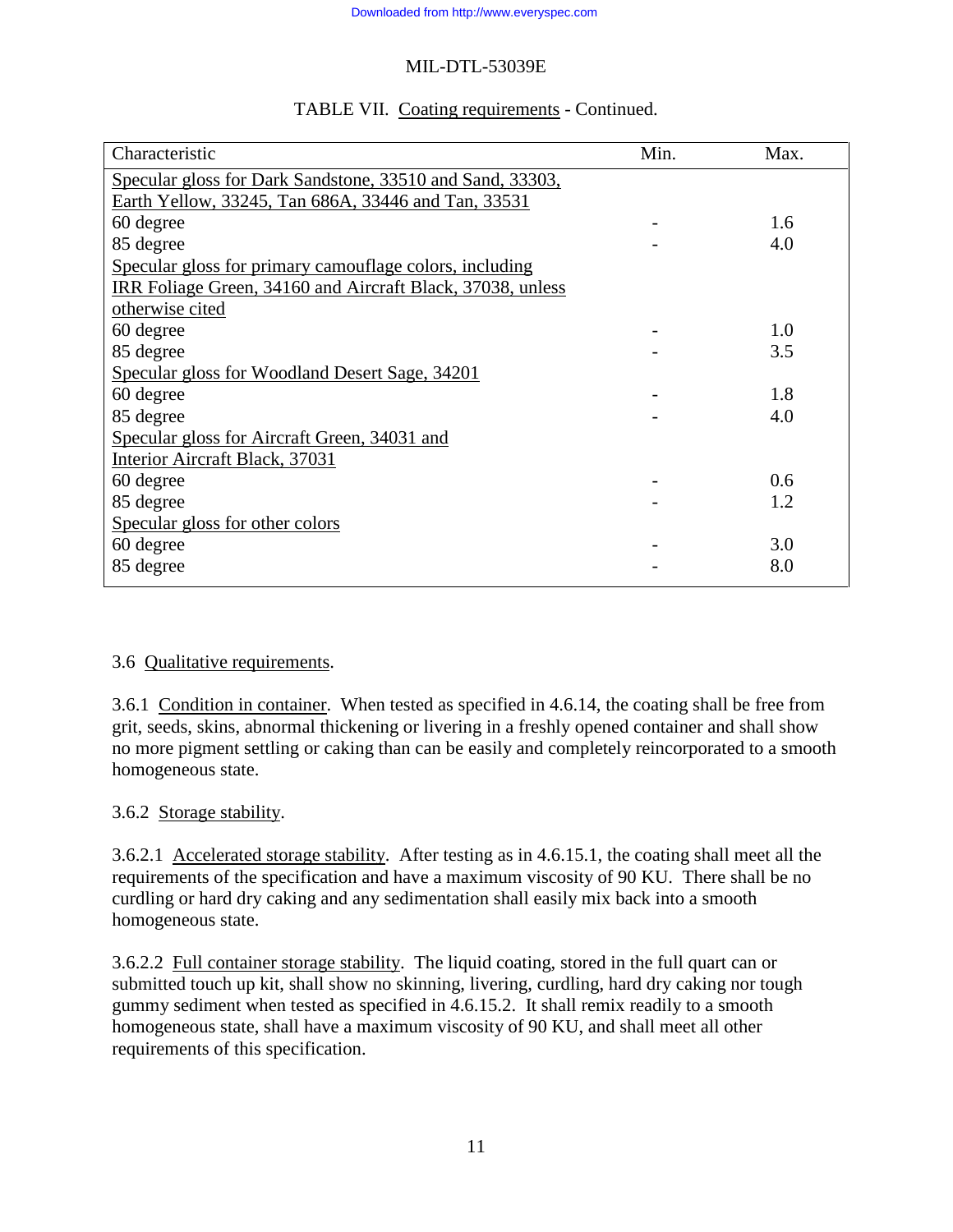TABLE VII. Coating requirements - Continued.

| Characteristic | Min. | Max. |
|---|---|---|
| Specular gloss for Dark Sandstone, 33510 and Sand, 33303, Earth Yellow, 33245, Tan 686A, 33446 and Tan, 33531 | | |
| 60 degree | - | 1.6 |
| 85 degree | - | 4.0 |
| Specular gloss for primary camouflage colors, including IRR Foliage Green, 34160 and Aircraft Black, 37038, unless otherwise cited | | |
| 60 degree | - | 1.0 |
| 85 degree | - | 3.5 |
| Specular gloss for Woodland Desert Sage, 34201 | | |
| 60 degree | - | 1.8 |
| 85 degree | - | 4.0 |
| Specular gloss for Aircraft Green, 34031 and Interior Aircraft Black, 37031 | | |
| 60 degree | - | 0.6 |
| 85 degree | - | 1.2 |
| Specular gloss for other colors | | |
| 60 degree | - | 3.0 |
| 85 degree | - | 8.0 |

3.6 Qualitative requirements.

3.6.1 Condition in container. When tested as specified in 4.6.14, the coating shall be free from grit, seeds, skins, abnormal thickening or livering in a freshly opened container and shall show no more pigment settling or caking than can be easily and completely reincorporated to a smooth homogeneous state.

3.6.2 Storage stability.

3.6.2.1 Accelerated storage stability. After testing as in 4.6.15.1, the coating shall meet all the requirements of the specification and have a maximum viscosity of 90 KU. There shall be no curdling or hard dry caking and any sedimentation shall easily mix back into a smooth homogeneous state.

3.6.2.2 Full container storage stability. The liquid coating, stored in the full quart can or submitted touch up kit, shall show no skinning, livering, curdling, hard dry caking nor tough gummy sediment when tested as specified in 4.6.15.2. It shall remix readily to a smooth homogeneous state, shall have a maximum viscosity of 90 KU, and shall meet all other requirements of this specification.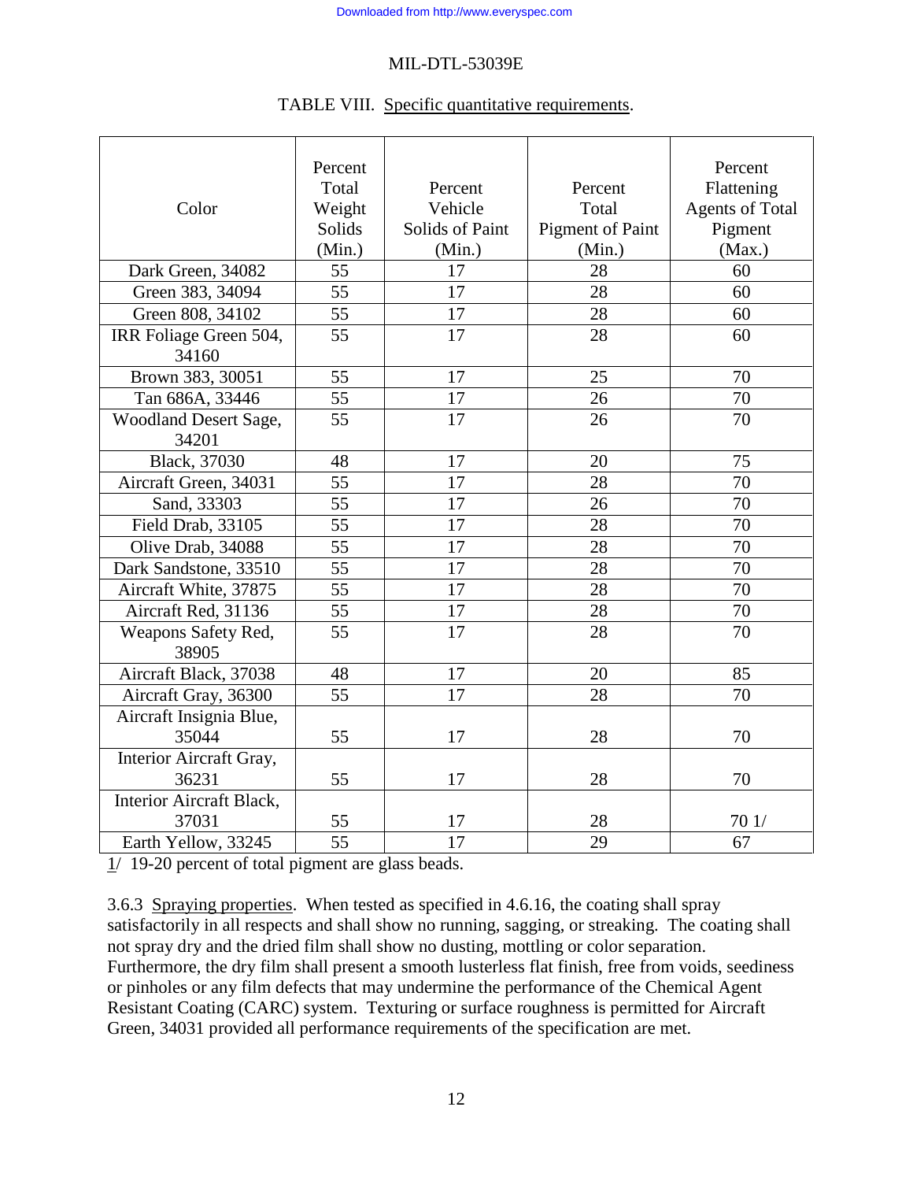TABLE VIII. Specific quantitative requirements.

| Color | Percent Total Weight Solids (Min.) | Percent Vehicle Solids of Paint (Min.) | Percent Total Pigment of Paint (Min.) | Percent Flattening Agents of Total Pigment (Max.) |
|---|---|---|---|---|
| Dark Green, 34082 | 55 | 17 | 28 | 60 |
| Green 383, 34094 | 55 | 17 | 28 | 60 |
| Green 808, 34102 | 55 | 17 | 28 | 60 |
| IRR Foliage Green 504, 34160 | 55 | 17 | 28 | 60 |
| Brown 383, 30051 | 55 | 17 | 25 | 70 |
| Tan 686A, 33446 | 55 | 17 | 26 | 70 |
| Woodland Desert Sage, 34201 | 55 | 17 | 26 | 70 |
| Black, 37030 | 48 | 17 | 20 | 75 |
| Aircraft Green, 34031 | 55 | 17 | 28 | 70 |
| Sand, 33303 | 55 | 17 | 26 | 70 |
| Field Drab, 33105 | 55 | 17 | 28 | 70 |
| Olive Drab, 34088 | 55 | 17 | 28 | 70 |
| Dark Sandstone, 33510 | 55 | 17 | 28 | 70 |
| Aircraft White, 37875 | 55 | 17 | 28 | 70 |
| Aircraft Red, 31136 | 55 | 17 | 28 | 70 |
| Weapons Safety Red, 38905 | 55 | 17 | 28 | 70 |
| Aircraft Black, 37038 | 48 | 17 | 20 | 85 |
| Aircraft Gray, 36300 | 55 | 17 | 28 | 70 |
| Aircraft Insignia Blue, 35044 | 55 | 17 | 28 | 70 |
| Interior Aircraft Gray, 36231 | 55 | 17 | 28 | 70 |
| Interior Aircraft Black, 37031 | 55 | 17 | 28 | 70 1/ |
| Earth Yellow, 33245 | 55 | 17 | 29 | 67 |

1/ 19-20 percent of total pigment are glass beads.

3.6.3 Spraying properties. When tested as specified in 4.6.16, the coating shall spray satisfactorily in all respects and shall show no running, sagging, or streaking. The coating shall not spray dry and the dried film shall show no dusting, mottling or color separation. Furthermore, the dry film shall present a smooth lusterless flat finish, free from voids, seediness or pinholes or any film defects that may undermine the performance of the Chemical Agent Resistant Coating (CARC) system. Texturing or surface roughness is permitted for Aircraft Green, 34031 provided all performance requirements of the specification are met.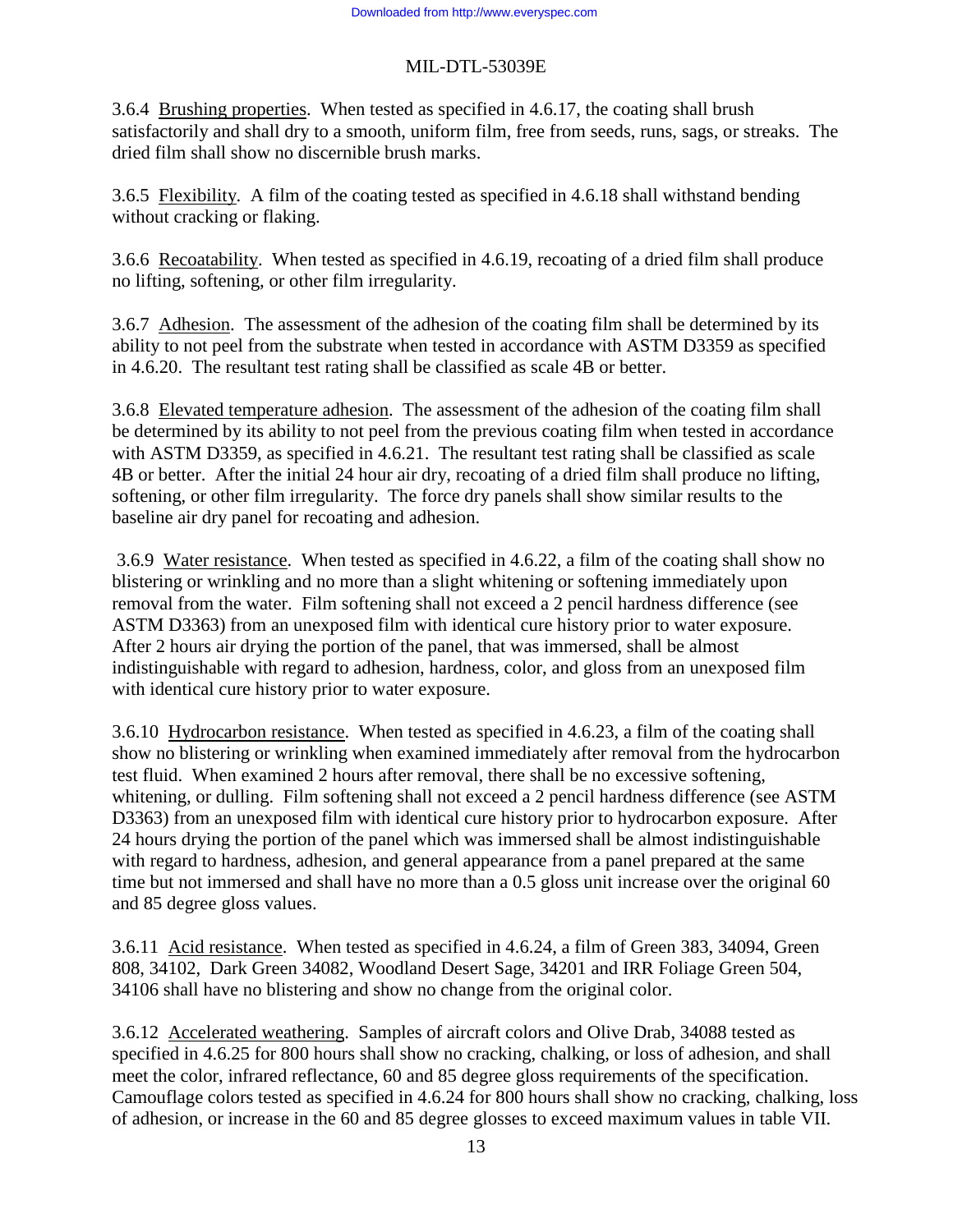3.6.4 Brushing properties. When tested as specified in 4.6.17, the coating shall brush satisfactorily and shall dry to a smooth, uniform film, free from seeds, runs, sags, or streaks. The dried film shall show no discernible brush marks.

3.6.5 Flexibility. A film of the coating tested as specified in 4.6.18 shall withstand bending without cracking or flaking.

3.6.6 Recoatability. When tested as specified in 4.6.19, recoating of a dried film shall produce no lifting, softening, or other film irregularity.

3.6.7 Adhesion. The assessment of the adhesion of the coating film shall be determined by its ability to not peel from the substrate when tested in accordance with ASTM D3359 as specified in 4.6.20. The resultant test rating shall be classified as scale 4B or better.

3.6.8 Elevated temperature adhesion. The assessment of the adhesion of the coating film shall be determined by its ability to not peel from the previous coating film when tested in accordance with ASTM D3359, as specified in 4.6.21. The resultant test rating shall be classified as scale 4B or better. After the initial 24 hour air dry, recoating of a dried film shall produce no lifting, softening, or other film irregularity. The force dry panels shall show similar results to the baseline air dry panel for recoating and adhesion.

3.6.9 Water resistance. When tested as specified in 4.6.22, a film of the coating shall show no blistering or wrinkling and no more than a slight whitening or softening immediately upon removal from the water. Film softening shall not exceed a 2 pencil hardness difference (see ASTM D3363) from an unexposed film with identical cure history prior to water exposure. After 2 hours air drying the portion of the panel, that was immersed, shall be almost indistinguishable with regard to adhesion, hardness, color, and gloss from an unexposed film with identical cure history prior to water exposure.

3.6.10 Hydrocarbon resistance. When tested as specified in 4.6.23, a film of the coating shall show no blistering or wrinkling when examined immediately after removal from the hydrocarbon test fluid. When examined 2 hours after removal, there shall be no excessive softening, whitening, or dulling. Film softening shall not exceed a 2 pencil hardness difference (see ASTM D3363) from an unexposed film with identical cure history prior to hydrocarbon exposure. After 24 hours drying the portion of the panel which was immersed shall be almost indistinguishable with regard to hardness, adhesion, and general appearance from a panel prepared at the same time but not immersed and shall have no more than a 0.5 gloss unit increase over the original 60 and 85 degree gloss values.

3.6.11 Acid resistance. When tested as specified in 4.6.24, a film of Green 383, 34094, Green 808, 34102, Dark Green 34082, Woodland Desert Sage, 34201 and IRR Foliage Green 504, 34106 shall have no blistering and show no change from the original color.

3.6.12 Accelerated weathering. Samples of aircraft colors and Olive Drab, 34088 tested as specified in 4.6.25 for 800 hours shall show no cracking, chalking, or loss of adhesion, and shall meet the color, infrared reflectance, 60 and 85 degree gloss requirements of the specification. Camouflage colors tested as specified in 4.6.24 for 800 hours shall show no cracking, chalking, loss of adhesion, or increase in the 60 and 85 degree glosses to exceed maximum values in table VII.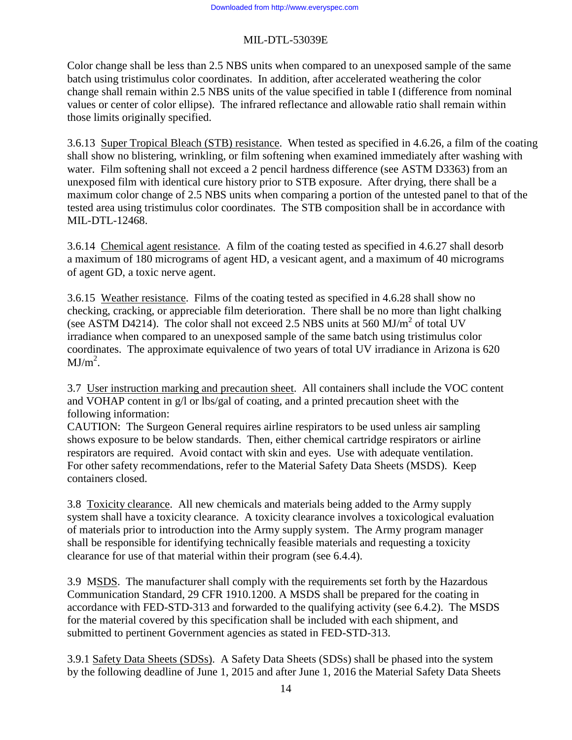Color change shall be less than 2.5 NBS units when compared to an unexposed sample of the same batch using tristimulus color coordinates. In addition, after accelerated weathering the color change shall remain within 2.5 NBS units of the value specified in table I (difference from nominal values or center of color ellipse). The infrared reflectance and allowable ratio shall remain within those limits originally specified.

3.6.13 Super Tropical Bleach (STB) resistance. When tested as specified in 4.6.26, a film of the coating shall show no blistering, wrinkling, or film softening when examined immediately after washing with water. Film softening shall not exceed a 2 pencil hardness difference (see ASTM D3363) from an unexposed film with identical cure history prior to STB exposure. After drying, there shall be a maximum color change of 2.5 NBS units when comparing a portion of the untested panel to that of the tested area using tristimulus color coordinates. The STB composition shall be in accordance with MIL-DTL-12468.

3.6.14 Chemical agent resistance. A film of the coating tested as specified in 4.6.27 shall desorb a maximum of 180 micrograms of agent HD, a vesicant agent, and a maximum of 40 micrograms of agent GD, a toxic nerve agent.

3.6.15 Weather resistance. Films of the coating tested as specified in 4.6.28 shall show no checking, cracking, or appreciable film deterioration. There shall be no more than light chalking (see ASTM D4214). The color shall not exceed 2.5 NBS units at 560 $MJ/m^2$ of total UV irradiance when compared to an unexposed sample of the same batch using tristimulus color coordinates. The approximate equivalence of two years of total UV irradiance in Arizona is 620 $MJ/m^2$.

3.7 User instruction marking and precaution sheet. All containers shall include the VOC content and VOHAP content in g/l or lbs/gal of coating, and a printed precaution sheet with the following information:
CAUTION: The Surgeon General requires airline respirators to be used unless air sampling shows exposure to be below standards. Then, either chemical cartridge respirators or airline respirators are required. Avoid contact with skin and eyes. Use with adequate ventilation. For other safety recommendations, refer to the Material Safety Data Sheets (MSDS). Keep containers closed.

3.8 Toxicity clearance. All new chemicals and materials being added to the Army supply system shall have a toxicity clearance. A toxicity clearance involves a toxicological evaluation of materials prior to introduction into the Army supply system. The Army program manager shall be responsible for identifying technically feasible materials and requesting a toxicity clearance for use of that material within their program (see 6.4.4).

3.9 MSDS. The manufacturer shall comply with the requirements set forth by the Hazardous Communication Standard, 29 CFR 1910.1200. A MSDS shall be prepared for the coating in accordance with FED-STD-313 and forwarded to the qualifying activity (see 6.4.2). The MSDS for the material covered by this specification shall be included with each shipment, and submitted to pertinent Government agencies as stated in FED-STD-313.

3.9.1 Safety Data Sheets (SDSs). A Safety Data Sheets (SDSs) shall be phased into the system by the following deadline of June 1, 2015 and after June 1, 2016 the Material Safety Data Sheets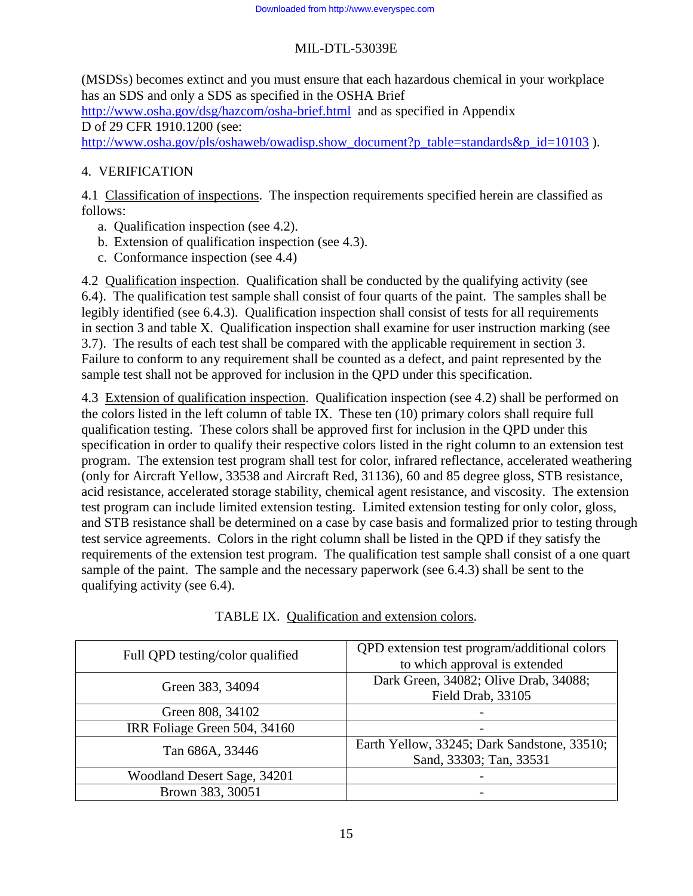(MSDSs) becomes extinct and you must ensure that each hazardous chemical in your workplace has an SDS and only a SDS as specified in the OSHA Brief http://www.osha.gov/dsg/hazcom/osha-brief.html and as specified in Appendix D of 29 CFR 1910.1200 (see: http://www.osha.gov/pls/oshaweb/owadisp.show_document?p_table=standards&p_id=10103 ).

## 4. VERIFICATION

4.1 Classification of inspections. The inspection requirements specified herein are classified as follows:

a. Qualification inspection (see 4.2).
b. Extension of qualification inspection (see 4.3).
c. Conformance inspection (see 4.4)

4.2 Qualification inspection. Qualification shall be conducted by the qualifying activity (see 6.4). The qualification test sample shall consist of four quarts of the paint. The samples shall be legibly identified (see 6.4.3). Qualification inspection shall consist of tests for all requirements in section 3 and table X. Qualification inspection shall examine for user instruction marking (see 3.7). The results of each test shall be compared with the applicable requirement in section 3. Failure to conform to any requirement shall be counted as a defect, and paint represented by the sample test shall not be approved for inclusion in the QPD under this specification.

4.3 Extension of qualification inspection. Qualification inspection (see 4.2) shall be performed on the colors listed in the left column of table IX. These ten (10) primary colors shall require full qualification testing. These colors shall be approved first for inclusion in the QPD under this specification in order to qualify their respective colors listed in the right column to an extension test program. The extension test program shall test for color, infrared reflectance, accelerated weathering (only for Aircraft Yellow, 33538 and Aircraft Red, 31136), 60 and 85 degree gloss, STB resistance, acid resistance, accelerated storage stability, chemical agent resistance, and viscosity. The extension test program can include limited extension testing. Limited extension testing for only color, gloss, and STB resistance shall be determined on a case by case basis and formalized prior to testing through test service agreements. Colors in the right column shall be listed in the QPD if they satisfy the requirements of the extension test program. The qualification test sample shall consist of a one quart sample of the paint. The sample and the necessary paperwork (see 6.4.3) shall be sent to the qualifying activity (see 6.4).

TABLE IX. Qualification and extension colors.

| Full QPD testing/color qualified | QPD extension test program/additional colors to which approval is extended |
|---|---|
| Green 383, 34094 | Dark Green, 34082; Olive Drab, 34088; Field Drab, 33105 |
| Green 808, 34102 | - |
| IRR Foliage Green 504, 34160 | - |
| Tan 686A, 33446 | Earth Yellow, 33245; Dark Sandstone, 33510; Sand, 33303; Tan, 33531 |
| Woodland Desert Sage, 34201 | - |
| Brown 383, 30051 | - |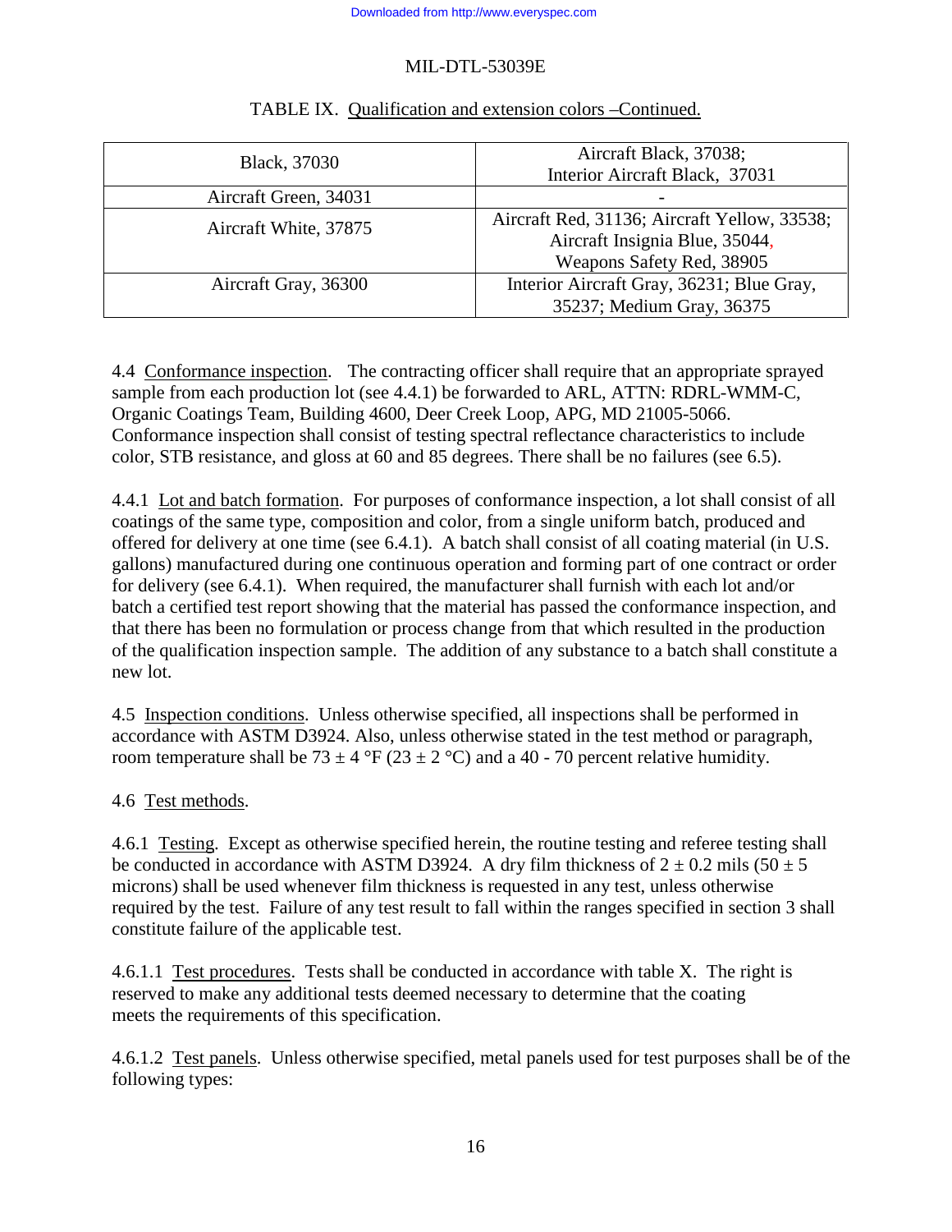TABLE IX. Qualification and extension colors –Continued.

| | |
|---|---|
| Black, 37030 | Aircraft Black, 37038; Interior Aircraft Black, 37031 |
| Aircraft Green, 34031 | - |
| Aircraft White, 37875 | Aircraft Red, 31136; Aircraft Yellow, 33538; Aircraft Insignia Blue, 35044, Weapons Safety Red, 38905 |
| Aircraft Gray, 36300 | Interior Aircraft Gray, 36231; Blue Gray, 35237; Medium Gray, 36375 |

4.4 Conformance inspection. The contracting officer shall require that an appropriate sprayed sample from each production lot (see 4.4.1) be forwarded to ARL, ATTN: RDRL-WMM-C, Organic Coatings Team, Building 4600, Deer Creek Loop, APG, MD 21005-5066. Conformance inspection shall consist of testing spectral reflectance characteristics to include color, STB resistance, and gloss at 60 and 85 degrees. There shall be no failures (see 6.5).

4.4.1 Lot and batch formation. For purposes of conformance inspection, a lot shall consist of all coatings of the same type, composition and color, from a single uniform batch, produced and offered for delivery at one time (see 6.4.1). A batch shall consist of all coating material (in U.S. gallons) manufactured during one continuous operation and forming part of one contract or order for delivery (see 6.4.1). When required, the manufacturer shall furnish with each lot and/or batch a certified test report showing that the material has passed the conformance inspection, and that there has been no formulation or process change from that which resulted in the production of the qualification inspection sample. The addition of any substance to a batch shall constitute a new lot.

4.5 Inspection conditions. Unless otherwise specified, all inspections shall be performed in accordance with ASTM D3924. Also, unless otherwise stated in the test method or paragraph, room temperature shall be $73 \pm 4$ °F ($23 \pm 2$ °C) and a 40 - 70 percent relative humidity.

4.6 Test methods.

4.6.1 Testing. Except as otherwise specified herein, the routine testing and referee testing shall be conducted in accordance with ASTM D3924. A dry film thickness of $2 \pm 0.2$ mils ($50 \pm 5$ microns) shall be used whenever film thickness is requested in any test, unless otherwise required by the test. Failure of any test result to fall within the ranges specified in section 3 shall constitute failure of the applicable test.

4.6.1.1 Test procedures. Tests shall be conducted in accordance with table X. The right is reserved to make any additional tests deemed necessary to determine that the coating meets the requirements of this specification.

4.6.1.2 Test panels. Unless otherwise specified, metal panels used for test purposes shall be of the following types: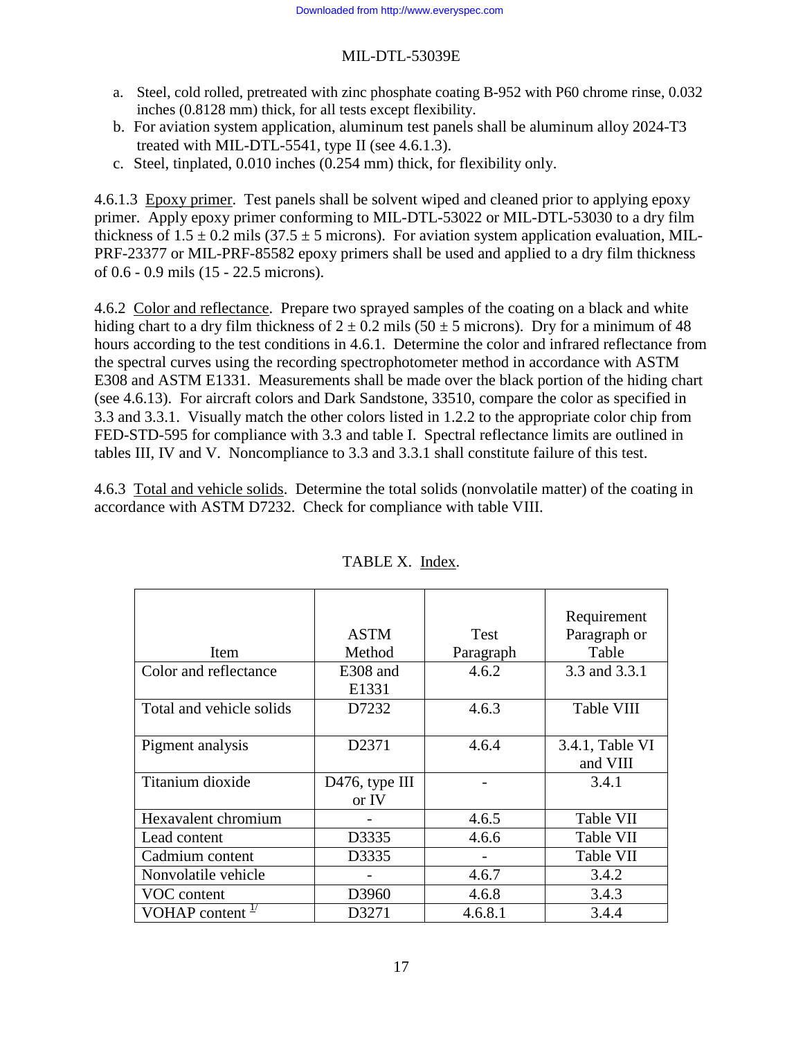a. Steel, cold rolled, pretreated with zinc phosphate coating B-952 with P60 chrome rinse, 0.032 inches (0.8128 mm) thick, for all tests except flexibility.
b. For aviation system application, aluminum test panels shall be aluminum alloy 2024-T3 treated with MIL-DTL-5541, type II (see 4.6.1.3).
c. Steel, tinplated, 0.010 inches (0.254 mm) thick, for flexibility only.

4.6.1.3 Epoxy primer. Test panels shall be solvent wiped and cleaned prior to applying epoxy primer. Apply epoxy primer conforming to MIL-DTL-53022 or MIL-DTL-53030 to a dry film thickness of 1.5 ± 0.2 mils (37.5 ± 5 microns). For aviation system application evaluation, MIL-PRF-23377 or MIL-PRF-85582 epoxy primers shall be used and applied to a dry film thickness of 0.6 - 0.9 mils (15 - 22.5 microns).

4.6.2 Color and reflectance. Prepare two sprayed samples of the coating on a black and white hiding chart to a dry film thickness of 2 ± 0.2 mils (50 ± 5 microns). Dry for a minimum of 48 hours according to the test conditions in 4.6.1. Determine the color and infrared reflectance from the spectral curves using the recording spectrophotometer method in accordance with ASTM E308 and ASTM E1331. Measurements shall be made over the black portion of the hiding chart (see 4.6.13). For aircraft colors and Dark Sandstone, 33510, compare the color as specified in 3.3 and 3.3.1. Visually match the other colors listed in 1.2.2 to the appropriate color chip from FED-STD-595 for compliance with 3.3 and table I. Spectral reflectance limits are outlined in tables III, IV and V. Noncompliance to 3.3 and 3.3.1 shall constitute failure of this test.

4.6.3 Total and vehicle solids. Determine the total solids (nonvolatile matter) of the coating in accordance with ASTM D7232. Check for compliance with table VIII.

TABLE X. Index.

| Item | ASTM Method | Test Paragraph | Requirement Paragraph or Table |
|---|---|---|---|
| Color and reflectance | E308 and E1331 | 4.6.2 | 3.3 and 3.3.1 |
| Total and vehicle solids | D7232 | 4.6.3 | Table VIII |
| Pigment analysis | D2371 | 4.6.4 | 3.4.1, Table VI and VIII |
| Titanium dioxide | D476, type III or IV | - | 3.4.1 |
| Hexavalent chromium | - | 4.6.5 | Table VII |
| Lead content | D3335 | 4.6.6 | Table VII |
| Cadmium content | D3335 | - | Table VII |
| Nonvolatile vehicle | - | 4.6.7 | 3.4.2 |
| VOC content | D3960 | 4.6.8 | 3.4.3 |
| VOHAP content [1/] | D3271 | 4.6.8.1 | 3.4.4 |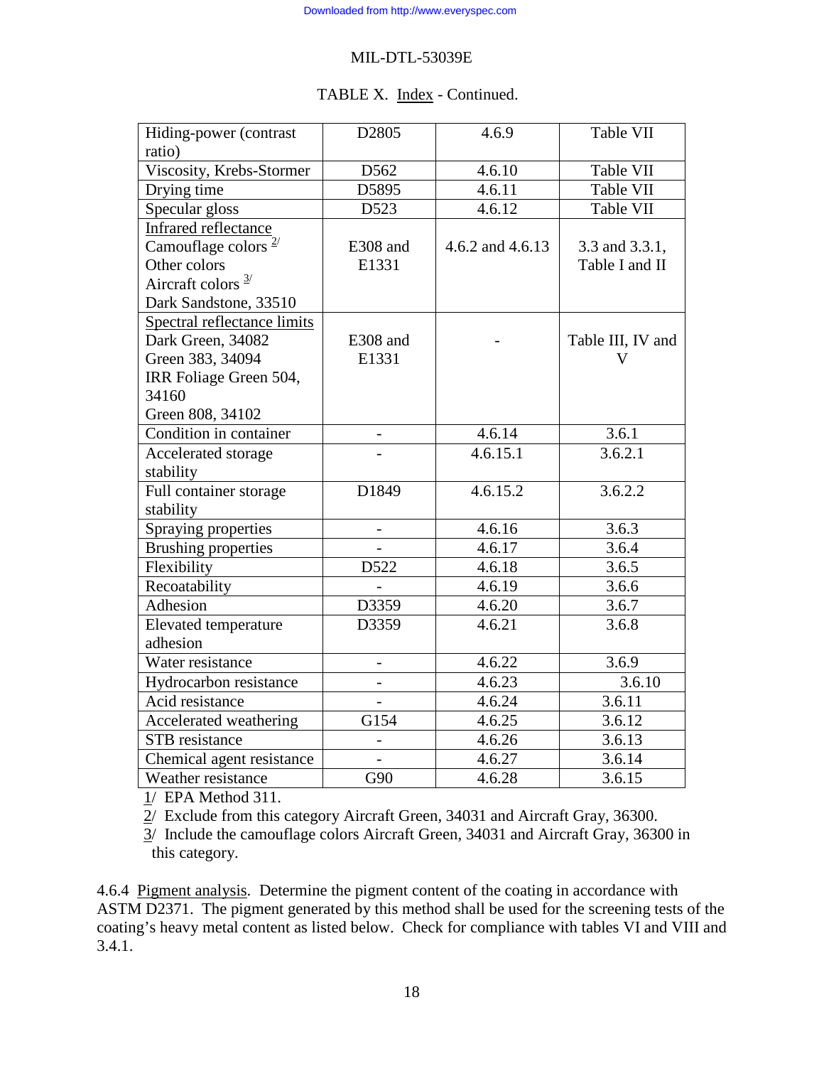TABLE X. Index - Continued.

| | | | |
|---|---|---|---|
| Hiding-power (contrast ratio) | D2805 | 4.6.9 | Table VII |
| Viscosity, Krebs-Stormer | D562 | 4.6.10 | Table VII |
| Drying time | D5895 | 4.6.11 | Table VII |
| Specular gloss | D523 | 4.6.12 | Table VII |
| Infrared reflectance<br>Camouflage colors [2/]<br>Other colors<br>Aircraft colors [3/]<br>Dark Sandstone, 33510 | E308 and E1331 | 4.6.2 and 4.6.13 | 3.3 and 3.3.1, Table I and II |
| Spectral reflectance limits<br>Dark Green, 34082<br>Green 383, 34094<br>IRR Foliage Green 504, 34160<br>Green 808, 34102 | E308 and E1331 | - | Table III, IV and V |
| Condition in container | - | 4.6.14 | 3.6.1 |
| Accelerated storage stability | - | 4.6.15.1 | 3.6.2.1 |
| Full container storage stability | D1849 | 4.6.15.2 | 3.6.2.2 |
| Spraying properties | - | 4.6.16 | 3.6.3 |
| Brushing properties | - | 4.6.17 | 3.6.4 |
| Flexibility | D522 | 4.6.18 | 3.6.5 |
| Recoatability | - | 4.6.19 | 3.6.6 |
| Adhesion | D3359 | 4.6.20 | 3.6.7 |
| Elevated temperature adhesion | D3359 | 4.6.21 | 3.6.8 |
| Water resistance | - | 4.6.22 | 3.6.9 |
| Hydrocarbon resistance | - | 4.6.23 | 3.6.10 |
| Acid resistance | - | 4.6.24 | 3.6.11 |
| Accelerated weathering | G154 | 4.6.25 | 3.6.12 |
| STB resistance | - | 4.6.26 | 3.6.13 |
| Chemical agent resistance | - | 4.6.27 | 3.6.14 |
| Weather resistance | G90 | 4.6.28 | 3.6.15 |

1/ EPA Method 311.

2/ Exclude from this category Aircraft Green, 34031 and Aircraft Gray, 36300.

3/ Include the camouflage colors Aircraft Green, 34031 and Aircraft Gray, 36300 in this category.

4.6.4 Pigment analysis. Determine the pigment content of the coating in accordance with ASTM D2371. The pigment generated by this method shall be used for the screening tests of the coating's heavy metal content as listed below. Check for compliance with tables VI and VIII and 3.4.1.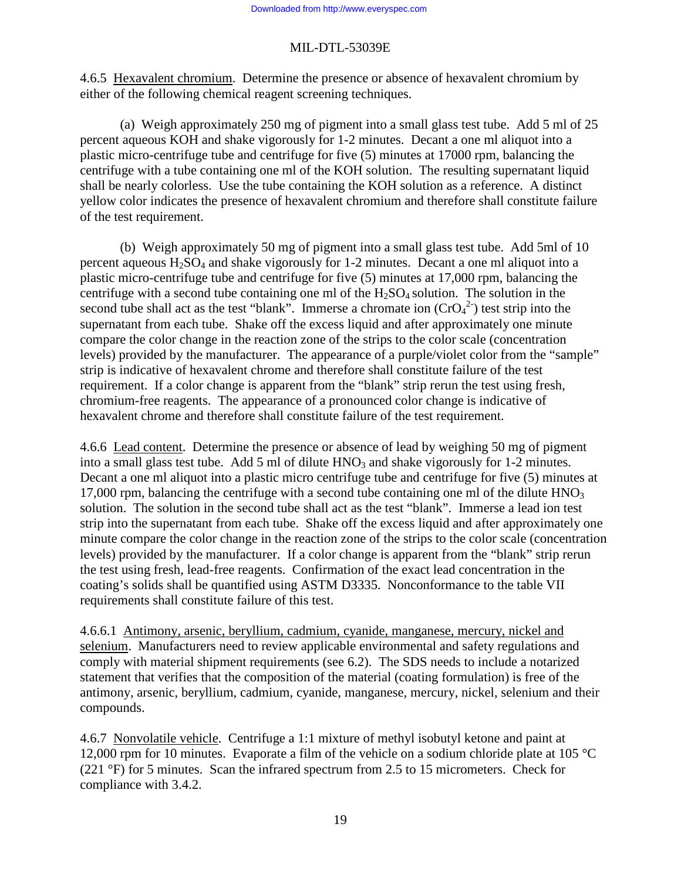4.6.5 Hexavalent chromium. Determine the presence or absence of hexavalent chromium by either of the following chemical reagent screening techniques.

(a) Weigh approximately 250 mg of pigment into a small glass test tube. Add 5 ml of 25 percent aqueous KOH and shake vigorously for 1-2 minutes. Decant a one ml aliquot into a plastic micro-centrifuge tube and centrifuge for five (5) minutes at 17000 rpm, balancing the centrifuge with a tube containing one ml of the KOH solution. The resulting supernatant liquid shall be nearly colorless. Use the tube containing the KOH solution as a reference. A distinct yellow color indicates the presence of hexavalent chromium and therefore shall constitute failure of the test requirement.

(b) Weigh approximately 50 mg of pigment into a small glass test tube. Add 5ml of 10 percent aqueous $H_2SO_4$ and shake vigorously for 1-2 minutes. Decant a one ml aliquot into a plastic micro-centrifuge tube and centrifuge for five (5) minutes at 17,000 rpm, balancing the centrifuge with a second tube containing one ml of the $H_2SO_4$ solution. The solution in the second tube shall act as the test "blank". Immerse a chromate ion ($CrO_4^{2-}$) test strip into the supernatant from each tube. Shake off the excess liquid and after approximately one minute compare the color change in the reaction zone of the strips to the color scale (concentration levels) provided by the manufacturer. The appearance of a purple/violet color from the "sample" strip is indicative of hexavalent chrome and therefore shall constitute failure of the test requirement. If a color change is apparent from the "blank" strip rerun the test using fresh, chromium-free reagents. The appearance of a pronounced color change is indicative of hexavalent chrome and therefore shall constitute failure of the test requirement.

4.6.6 Lead content. Determine the presence or absence of lead by weighing 50 mg of pigment into a small glass test tube. Add 5 ml of dilute $HNO_3$ and shake vigorously for 1-2 minutes. Decant a one ml aliquot into a plastic micro centrifuge tube and centrifuge for five (5) minutes at 17,000 rpm, balancing the centrifuge with a second tube containing one ml of the dilute $HNO_3$ solution. The solution in the second tube shall act as the test "blank". Immerse a lead ion test strip into the supernatant from each tube. Shake off the excess liquid and after approximately one minute compare the color change in the reaction zone of the strips to the color scale (concentration levels) provided by the manufacturer. If a color change is apparent from the "blank" strip rerun the test using fresh, lead-free reagents. Confirmation of the exact lead concentration in the coating's solids shall be quantified using ASTM D3335. Nonconformance to the table VII requirements shall constitute failure of this test.

4.6.6.1 Antimony, arsenic, beryllium, cadmium, cyanide, manganese, mercury, nickel and selenium. Manufacturers need to review applicable environmental and safety regulations and comply with material shipment requirements (see 6.2). The SDS needs to include a notarized statement that verifies that the composition of the material (coating formulation) is free of the antimony, arsenic, beryllium, cadmium, cyanide, manganese, mercury, nickel, selenium and their compounds.

4.6.7 Nonvolatile vehicle. Centrifuge a 1:1 mixture of methyl isobutyl ketone and paint at 12,000 rpm for 10 minutes. Evaporate a film of the vehicle on a sodium chloride plate at 105 °C (221 °F) for 5 minutes. Scan the infrared spectrum from 2.5 to 15 micrometers. Check for compliance with 3.4.2.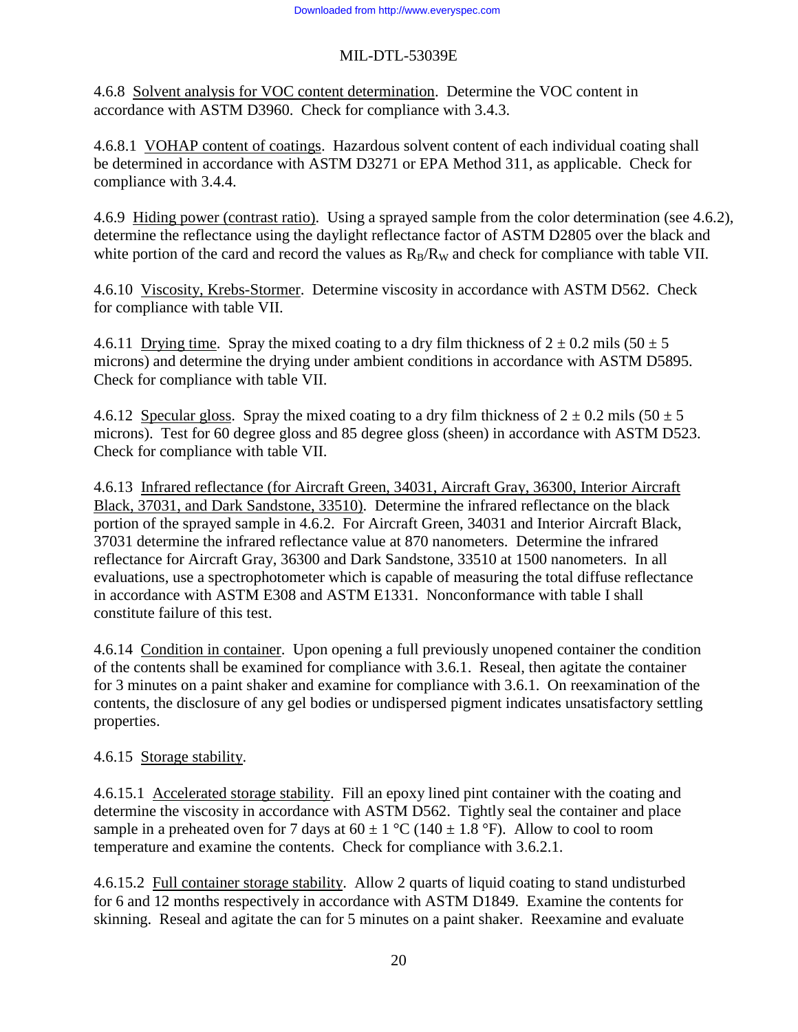4.6.8 Solvent analysis for VOC content determination. Determine the VOC content in accordance with ASTM D3960. Check for compliance with 3.4.3.

4.6.8.1 VOHAP content of coatings. Hazardous solvent content of each individual coating shall be determined in accordance with ASTM D3271 or EPA Method 311, as applicable. Check for compliance with 3.4.4.

4.6.9 Hiding power (contrast ratio). Using a sprayed sample from the color determination (see 4.6.2), determine the reflectance using the daylight reflectance factor of ASTM D2805 over the black and white portion of the card and record the values as $R_B/R_W$ and check for compliance with table VII.

4.6.10 Viscosity, Krebs-Stormer. Determine viscosity in accordance with ASTM D562. Check for compliance with table VII.

4.6.11 Drying time. Spray the mixed coating to a dry film thickness of $2 \pm 0.2$ mils ($50 \pm 5$ microns) and determine the drying under ambient conditions in accordance with ASTM D5895. Check for compliance with table VII.

4.6.12 Specular gloss. Spray the mixed coating to a dry film thickness of $2 \pm 0.2$ mils ($50 \pm 5$ microns). Test for 60 degree gloss and 85 degree gloss (sheen) in accordance with ASTM D523. Check for compliance with table VII.

4.6.13 Infrared reflectance (for Aircraft Green, 34031, Aircraft Gray, 36300, Interior Aircraft Black, 37031, and Dark Sandstone, 33510). Determine the infrared reflectance on the black portion of the sprayed sample in 4.6.2. For Aircraft Green, 34031 and Interior Aircraft Black, 37031 determine the infrared reflectance value at 870 nanometers. Determine the infrared reflectance for Aircraft Gray, 36300 and Dark Sandstone, 33510 at 1500 nanometers. In all evaluations, use a spectrophotometer which is capable of measuring the total diffuse reflectance in accordance with ASTM E308 and ASTM E1331. Nonconformance with table I shall constitute failure of this test.

4.6.14 Condition in container. Upon opening a full previously unopened container the condition of the contents shall be examined for compliance with 3.6.1. Reseal, then agitate the container for 3 minutes on a paint shaker and examine for compliance with 3.6.1. On reexamination of the contents, the disclosure of any gel bodies or undispersed pigment indicates unsatisfactory settling properties.

4.6.15 Storage stability.

4.6.15.1 Accelerated storage stability. Fill an epoxy lined pint container with the coating and determine the viscosity in accordance with ASTM D562. Tightly seal the container and place sample in a preheated oven for 7 days at $60 \pm 1$ °C ($140 \pm 1.8$ °F). Allow to cool to room temperature and examine the contents. Check for compliance with 3.6.2.1.

4.6.15.2 Full container storage stability. Allow 2 quarts of liquid coating to stand undisturbed for 6 and 12 months respectively in accordance with ASTM D1849. Examine the contents for skinning. Reseal and agitate the can for 5 minutes on a paint shaker. Reexamine and evaluate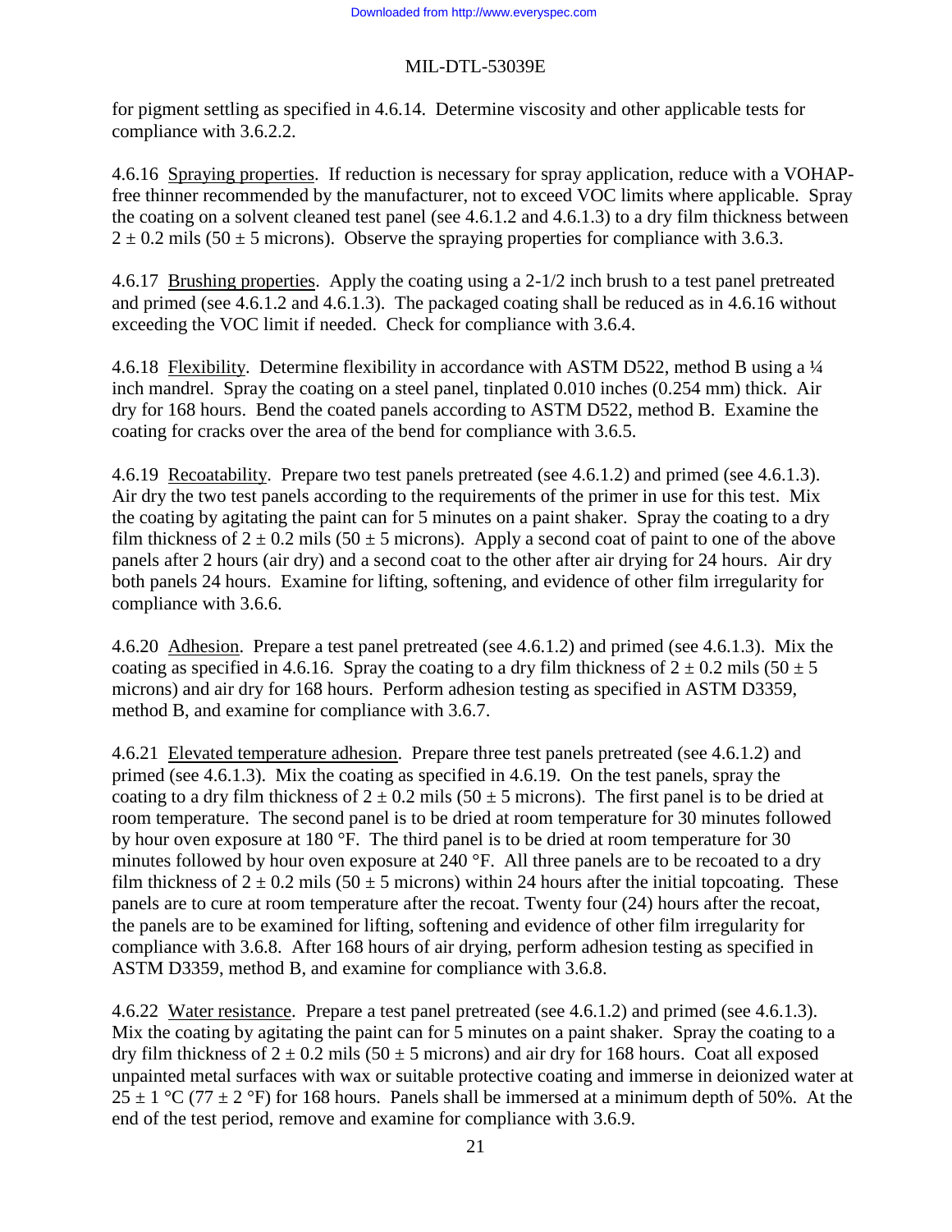for pigment settling as specified in 4.6.14. Determine viscosity and other applicable tests for compliance with 3.6.2.2.

4.6.16 Spraying properties. If reduction is necessary for spray application, reduce with a VOHAP-free thinner recommended by the manufacturer, not to exceed VOC limits where applicable. Spray the coating on a solvent cleaned test panel (see 4.6.1.2 and 4.6.1.3) to a dry film thickness between $2 \pm 0.2$ mils ($50 \pm 5$ microns). Observe the spraying properties for compliance with 3.6.3.

4.6.17 Brushing properties. Apply the coating using a 2-1/2 inch brush to a test panel pretreated and primed (see 4.6.1.2 and 4.6.1.3). The packaged coating shall be reduced as in 4.6.16 without exceeding the VOC limit if needed. Check for compliance with 3.6.4.

4.6.18 Flexibility. Determine flexibility in accordance with ASTM D522, method B using a ¼ inch mandrel. Spray the coating on a steel panel, tinplated 0.010 inches (0.254 mm) thick. Air dry for 168 hours. Bend the coated panels according to ASTM D522, method B. Examine the coating for cracks over the area of the bend for compliance with 3.6.5.

4.6.19 Recoatability. Prepare two test panels pretreated (see 4.6.1.2) and primed (see 4.6.1.3). Air dry the two test panels according to the requirements of the primer in use for this test. Mix the coating by agitating the paint can for 5 minutes on a paint shaker. Spray the coating to a dry film thickness of $2 \pm 0.2$ mils ($50 \pm 5$ microns). Apply a second coat of paint to one of the above panels after 2 hours (air dry) and a second coat to the other after air drying for 24 hours. Air dry both panels 24 hours. Examine for lifting, softening, and evidence of other film irregularity for compliance with 3.6.6.

4.6.20 Adhesion. Prepare a test panel pretreated (see 4.6.1.2) and primed (see 4.6.1.3). Mix the coating as specified in 4.6.16. Spray the coating to a dry film thickness of $2 \pm 0.2$ mils ($50 \pm 5$ microns) and air dry for 168 hours. Perform adhesion testing as specified in ASTM D3359, method B, and examine for compliance with 3.6.7.

4.6.21 Elevated temperature adhesion. Prepare three test panels pretreated (see 4.6.1.2) and primed (see 4.6.1.3). Mix the coating as specified in 4.6.19. On the test panels, spray the coating to a dry film thickness of $2 \pm 0.2$ mils ($50 \pm 5$ microns). The first panel is to be dried at room temperature. The second panel is to be dried at room temperature for 30 minutes followed by hour oven exposure at 180 °F. The third panel is to be dried at room temperature for 30 minutes followed by hour oven exposure at 240 °F. All three panels are to be recoated to a dry film thickness of $2 \pm 0.2$ mils ($50 \pm 5$ microns) within 24 hours after the initial topcoating. These panels are to cure at room temperature after the recoat. Twenty four (24) hours after the recoat, the panels are to be examined for lifting, softening and evidence of other film irregularity for compliance with 3.6.8. After 168 hours of air drying, perform adhesion testing as specified in ASTM D3359, method B, and examine for compliance with 3.6.8.

4.6.22 Water resistance. Prepare a test panel pretreated (see 4.6.1.2) and primed (see 4.6.1.3). Mix the coating by agitating the paint can for 5 minutes on a paint shaker. Spray the coating to a dry film thickness of $2 \pm 0.2$ mils ($50 \pm 5$ microns) and air dry for 168 hours. Coat all exposed unpainted metal surfaces with wax or suitable protective coating and immerse in deionized water at $25 \pm 1$ °C ($77 \pm 2$ °F) for 168 hours. Panels shall be immersed at a minimum depth of 50%. At the end of the test period, remove and examine for compliance with 3.6.9.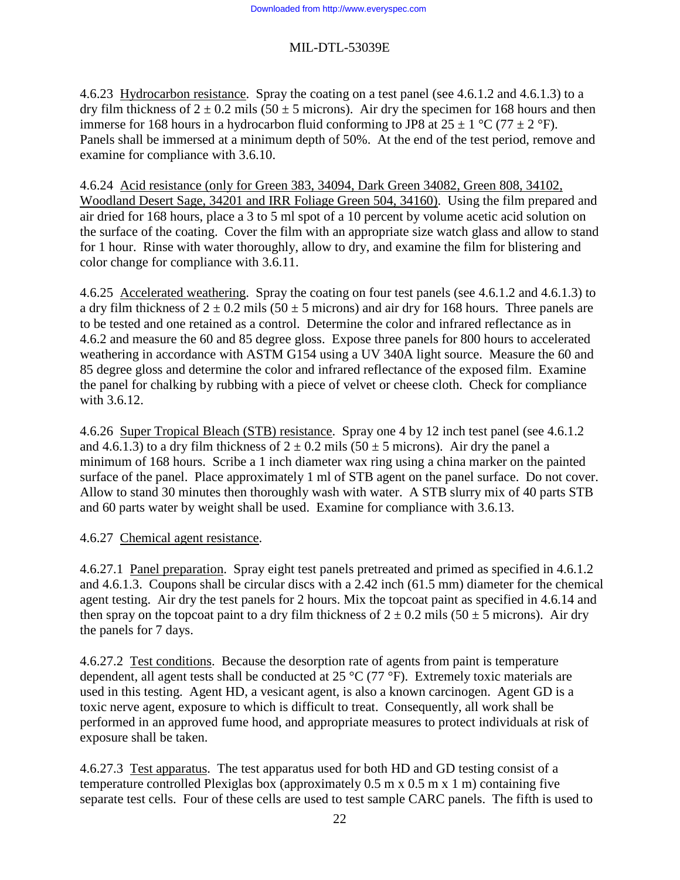4.6.23 Hydrocarbon resistance. Spray the coating on a test panel (see 4.6.1.2 and 4.6.1.3) to a dry film thickness of 2 ± 0.2 mils (50 ± 5 microns). Air dry the specimen for 168 hours and then immerse for 168 hours in a hydrocarbon fluid conforming to JP8 at 25 ± 1 °C (77 ± 2 °F). Panels shall be immersed at a minimum depth of 50%. At the end of the test period, remove and examine for compliance with 3.6.10.

4.6.24 Acid resistance (only for Green 383, 34094, Dark Green 34082, Green 808, 34102, Woodland Desert Sage, 34201 and IRR Foliage Green 504, 34160). Using the film prepared and air dried for 168 hours, place a 3 to 5 ml spot of a 10 percent by volume acetic acid solution on the surface of the coating. Cover the film with an appropriate size watch glass and allow to stand for 1 hour. Rinse with water thoroughly, allow to dry, and examine the film for blistering and color change for compliance with 3.6.11.

4.6.25 Accelerated weathering. Spray the coating on four test panels (see 4.6.1.2 and 4.6.1.3) to a dry film thickness of 2 ± 0.2 mils (50 ± 5 microns) and air dry for 168 hours. Three panels are to be tested and one retained as a control. Determine the color and infrared reflectance as in 4.6.2 and measure the 60 and 85 degree gloss. Expose three panels for 800 hours to accelerated weathering in accordance with ASTM G154 using a UV 340A light source. Measure the 60 and 85 degree gloss and determine the color and infrared reflectance of the exposed film. Examine the panel for chalking by rubbing with a piece of velvet or cheese cloth. Check for compliance with 3.6.12.

4.6.26 Super Tropical Bleach (STB) resistance. Spray one 4 by 12 inch test panel (see 4.6.1.2 and 4.6.1.3) to a dry film thickness of 2 ± 0.2 mils (50 ± 5 microns). Air dry the panel a minimum of 168 hours. Scribe a 1 inch diameter wax ring using a china marker on the painted surface of the panel. Place approximately 1 ml of STB agent on the panel surface. Do not cover. Allow to stand 30 minutes then thoroughly wash with water. A STB slurry mix of 40 parts STB and 60 parts water by weight shall be used. Examine for compliance with 3.6.13.

4.6.27 Chemical agent resistance.

4.6.27.1 Panel preparation. Spray eight test panels pretreated and primed as specified in 4.6.1.2 and 4.6.1.3. Coupons shall be circular discs with a 2.42 inch (61.5 mm) diameter for the chemical agent testing. Air dry the test panels for 2 hours. Mix the topcoat paint as specified in 4.6.14 and then spray on the topcoat paint to a dry film thickness of 2 ± 0.2 mils (50 ± 5 microns). Air dry the panels for 7 days.

4.6.27.2 Test conditions. Because the desorption rate of agents from paint is temperature dependent, all agent tests shall be conducted at 25 °C (77 °F). Extremely toxic materials are used in this testing. Agent HD, a vesicant agent, is also a known carcinogen. Agent GD is a toxic nerve agent, exposure to which is difficult to treat. Consequently, all work shall be performed in an approved fume hood, and appropriate measures to protect individuals at risk of exposure shall be taken.

4.6.27.3 Test apparatus. The test apparatus used for both HD and GD testing consist of a temperature controlled Plexiglas box (approximately 0.5 m x 0.5 m x 1 m) containing five separate test cells. Four of these cells are used to test sample CARC panels. The fifth is used to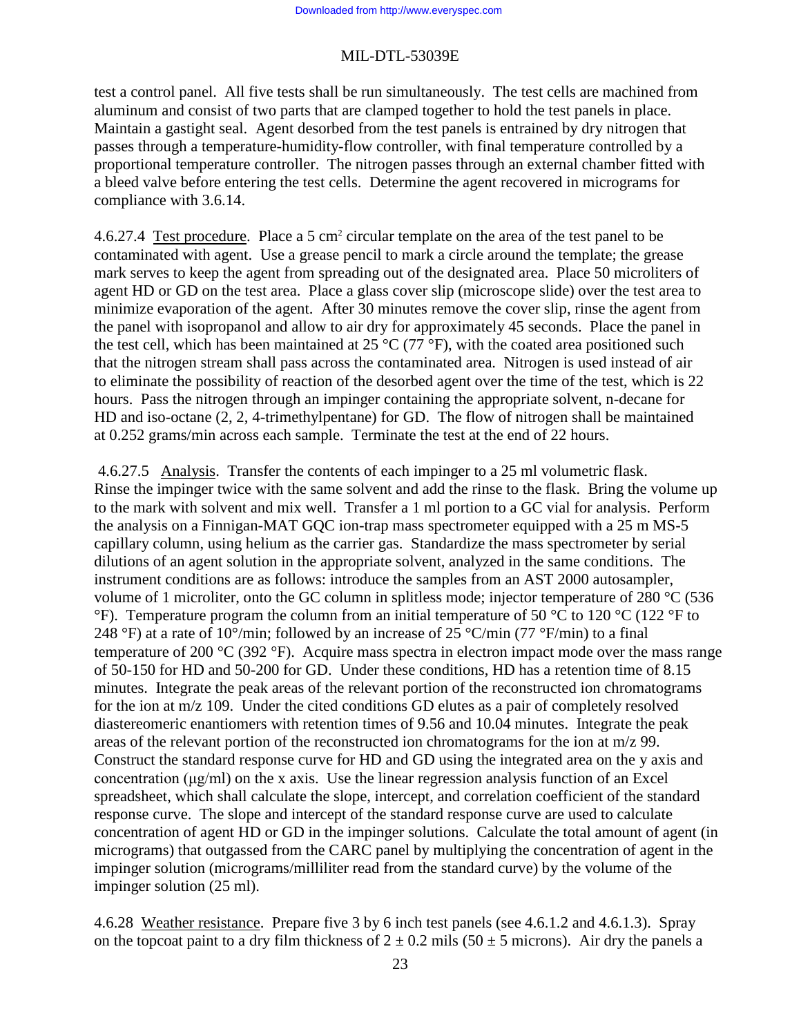test a control panel. All five tests shall be run simultaneously. The test cells are machined from aluminum and consist of two parts that are clamped together to hold the test panels in place. Maintain a gastight seal. Agent desorbed from the test panels is entrained by dry nitrogen that passes through a temperature-humidity-flow controller, with final temperature controlled by a proportional temperature controller. The nitrogen passes through an external chamber fitted with a bleed valve before entering the test cells. Determine the agent recovered in micrograms for compliance with 3.6.14.

4.6.27.4 Test procedure. Place a 5 $cm^2$ circular template on the area of the test panel to be contaminated with agent. Use a grease pencil to mark a circle around the template; the grease mark serves to keep the agent from spreading out of the designated area. Place 50 microliters of agent HD or GD on the test area. Place a glass cover slip (microscope slide) over the test area to minimize evaporation of the agent. After 30 minutes remove the cover slip, rinse the agent from the panel with isopropanol and allow to air dry for approximately 45 seconds. Place the panel in the test cell, which has been maintained at 25 °C (77 °F), with the coated area positioned such that the nitrogen stream shall pass across the contaminated area. Nitrogen is used instead of air to eliminate the possibility of reaction of the desorbed agent over the time of the test, which is 22 hours. Pass the nitrogen through an impinger containing the appropriate solvent, n-decane for HD and iso-octane (2, 2, 4-trimethylpentane) for GD. The flow of nitrogen shall be maintained at 0.252 grams/min across each sample. Terminate the test at the end of 22 hours.

4.6.27.5 Analysis. Transfer the contents of each impinger to a 25 ml volumetric flask. Rinse the impinger twice with the same solvent and add the rinse to the flask. Bring the volume up to the mark with solvent and mix well. Transfer a 1 ml portion to a GC vial for analysis. Perform the analysis on a Finnigan-MAT GQC ion-trap mass spectrometer equipped with a 25 m MS-5 capillary column, using helium as the carrier gas. Standardize the mass spectrometer by serial dilutions of an agent solution in the appropriate solvent, analyzed in the same conditions. The instrument conditions are as follows: introduce the samples from an AST 2000 autosampler, volume of 1 microliter, onto the GC column in splitless mode; injector temperature of 280 °C (536 °F). Temperature program the column from an initial temperature of 50 °C to 120 °C (122 °F to 248 °F) at a rate of 10°/min; followed by an increase of 25 °C/min (77 °F/min) to a final temperature of 200 °C (392 °F). Acquire mass spectra in electron impact mode over the mass range of 50-150 for HD and 50-200 for GD. Under these conditions, HD has a retention time of 8.15 minutes. Integrate the peak areas of the relevant portion of the reconstructed ion chromatograms for the ion at m/z 109. Under the cited conditions GD elutes as a pair of completely resolved diastereomeric enantiomers with retention times of 9.56 and 10.04 minutes. Integrate the peak areas of the relevant portion of the reconstructed ion chromatograms for the ion at m/z 99. Construct the standard response curve for HD and GD using the integrated area on the y axis and concentration (μg/ml) on the x axis. Use the linear regression analysis function of an Excel spreadsheet, which shall calculate the slope, intercept, and correlation coefficient of the standard response curve. The slope and intercept of the standard response curve are used to calculate concentration of agent HD or GD in the impinger solutions. Calculate the total amount of agent (in micrograms) that outgassed from the CARC panel by multiplying the concentration of agent in the impinger solution (micrograms/milliliter read from the standard curve) by the volume of the impinger solution (25 ml).

4.6.28 Weather resistance. Prepare five 3 by 6 inch test panels (see 4.6.1.2 and 4.6.1.3). Spray on the topcoat paint to a dry film thickness of 2 ± 0.2 mils (50 ± 5 microns). Air dry the panels a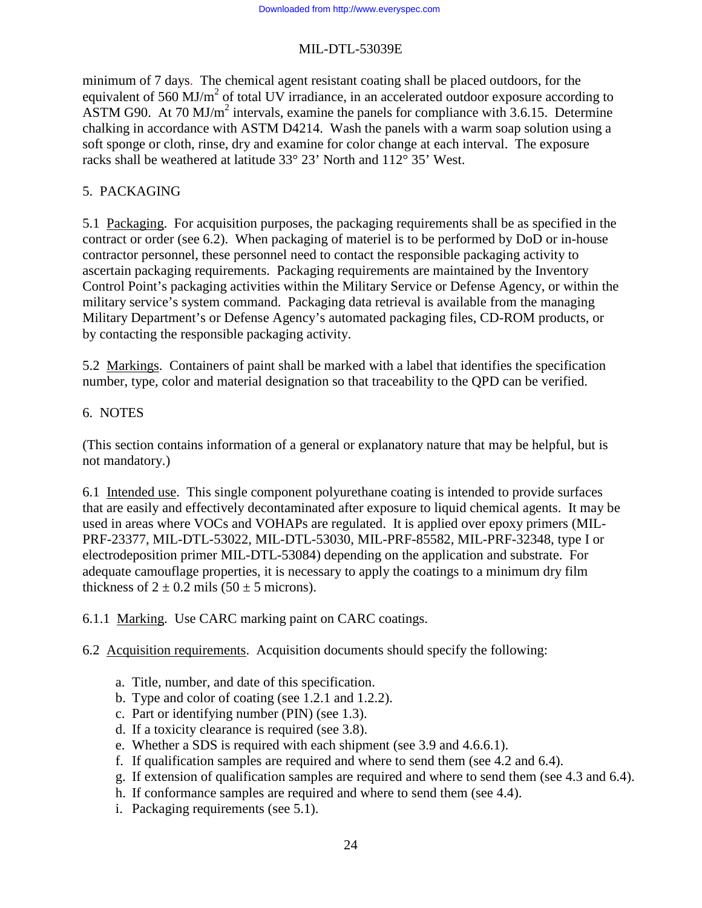minimum of 7 days. The chemical agent resistant coating shall be placed outdoors, for the equivalent of 560 $MJ/m^2$ of total UV irradiance, in an accelerated outdoor exposure according to ASTM G90. At 70 $MJ/m^2$ intervals, examine the panels for compliance with 3.6.15. Determine chalking in accordance with ASTM D4214. Wash the panels with a warm soap solution using a soft sponge or cloth, rinse, dry and examine for color change at each interval. The exposure racks shall be weathered at latitude 33° 23' North and 112° 35' West.

## 5. PACKAGING

5.1 Packaging. For acquisition purposes, the packaging requirements shall be as specified in the contract or order (see 6.2). When packaging of materiel is to be performed by DoD or in-house contractor personnel, these personnel need to contact the responsible packaging activity to ascertain packaging requirements. Packaging requirements are maintained by the Inventory Control Point's packaging activities within the Military Service or Defense Agency, or within the military service's system command. Packaging data retrieval is available from the managing Military Department's or Defense Agency's automated packaging files, CD-ROM products, or by contacting the responsible packaging activity.

5.2 Markings. Containers of paint shall be marked with a label that identifies the specification number, type, color and material designation so that traceability to the QPD can be verified.

## 6. NOTES

(This section contains information of a general or explanatory nature that may be helpful, but is not mandatory.)

6.1 Intended use. This single component polyurethane coating is intended to provide surfaces that are easily and effectively decontaminated after exposure to liquid chemical agents. It may be used in areas where VOCs and VOHAPs are regulated. It is applied over epoxy primers (MIL-PRF-23377, MIL-DTL-53022, MIL-DTL-53030, MIL-PRF-85582, MIL-PRF-32348, type I or electrodeposition primer MIL-DTL-53084) depending on the application and substrate. For adequate camouflage properties, it is necessary to apply the coatings to a minimum dry film thickness of $2 \pm 0.2$ mils ($50 \pm 5$ microns).

6.1.1 Marking. Use CARC marking paint on CARC coatings.

6.2 Acquisition requirements. Acquisition documents should specify the following:

a. Title, number, and date of this specification.
b. Type and color of coating (see 1.2.1 and 1.2.2).
c. Part or identifying number (PIN) (see 1.3).
d. If a toxicity clearance is required (see 3.8).
e. Whether a SDS is required with each shipment (see 3.9 and 4.6.6.1).
f. If qualification samples are required and where to send them (see 4.2 and 6.4).
g. If extension of qualification samples are required and where to send them (see 4.3 and 6.4).
h. If conformance samples are required and where to send them (see 4.4).
i. Packaging requirements (see 5.1).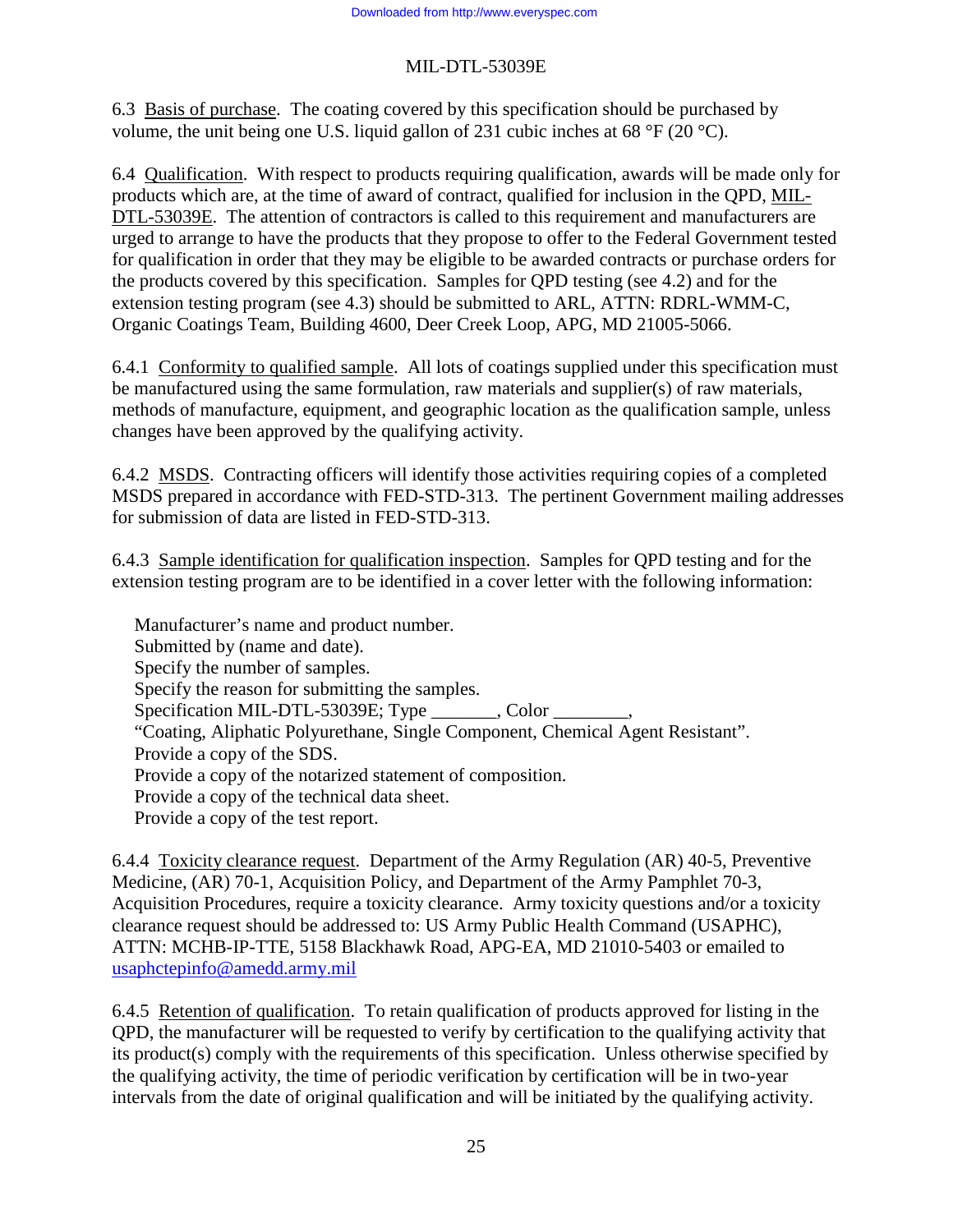6.3 Basis of purchase. The coating covered by this specification should be purchased by volume, the unit being one U.S. liquid gallon of 231 cubic inches at 68 °F (20 °C).

6.4 Qualification. With respect to products requiring qualification, awards will be made only for products which are, at the time of award of contract, qualified for inclusion in the QPD, MIL-DTL-53039E. The attention of contractors is called to this requirement and manufacturers are urged to arrange to have the products that they propose to offer to the Federal Government tested for qualification in order that they may be eligible to be awarded contracts or purchase orders for the products covered by this specification. Samples for QPD testing (see 4.2) and for the extension testing program (see 4.3) should be submitted to ARL, ATTN: RDRL-WMM-C, Organic Coatings Team, Building 4600, Deer Creek Loop, APG, MD 21005-5066.

6.4.1 Conformity to qualified sample. All lots of coatings supplied under this specification must be manufactured using the same formulation, raw materials and supplier(s) of raw materials, methods of manufacture, equipment, and geographic location as the qualification sample, unless changes have been approved by the qualifying activity.

6.4.2 MSDS. Contracting officers will identify those activities requiring copies of a completed MSDS prepared in accordance with FED-STD-313. The pertinent Government mailing addresses for submission of data are listed in FED-STD-313.

6.4.3 Sample identification for qualification inspection. Samples for QPD testing and for the extension testing program are to be identified in a cover letter with the following information:

Manufacturer's name and product number.
Submitted by (name and date).
Specify the number of samples.
Specify the reason for submitting the samples.
Specification MIL-DTL-53039E; Type _______, Color ________,
"Coating, Aliphatic Polyurethane, Single Component, Chemical Agent Resistant".
Provide a copy of the SDS.
Provide a copy of the notarized statement of composition.
Provide a copy of the technical data sheet.
Provide a copy of the test report.

6.4.4 Toxicity clearance request. Department of the Army Regulation (AR) 40-5, Preventive Medicine, (AR) 70-1, Acquisition Policy, and Department of the Army Pamphlet 70-3, Acquisition Procedures, require a toxicity clearance. Army toxicity questions and/or a toxicity clearance request should be addressed to: US Army Public Health Command (USAPHC), ATTN: MCHB-IP-TTE, 5158 Blackhawk Road, APG-EA, MD 21010-5403 or emailed to usaphctepinfo@amedd.army.mil

6.4.5 Retention of qualification. To retain qualification of products approved for listing in the QPD, the manufacturer will be requested to verify by certification to the qualifying activity that its product(s) comply with the requirements of this specification. Unless otherwise specified by the qualifying activity, the time of periodic verification by certification will be in two-year intervals from the date of original qualification and will be initiated by the qualifying activity.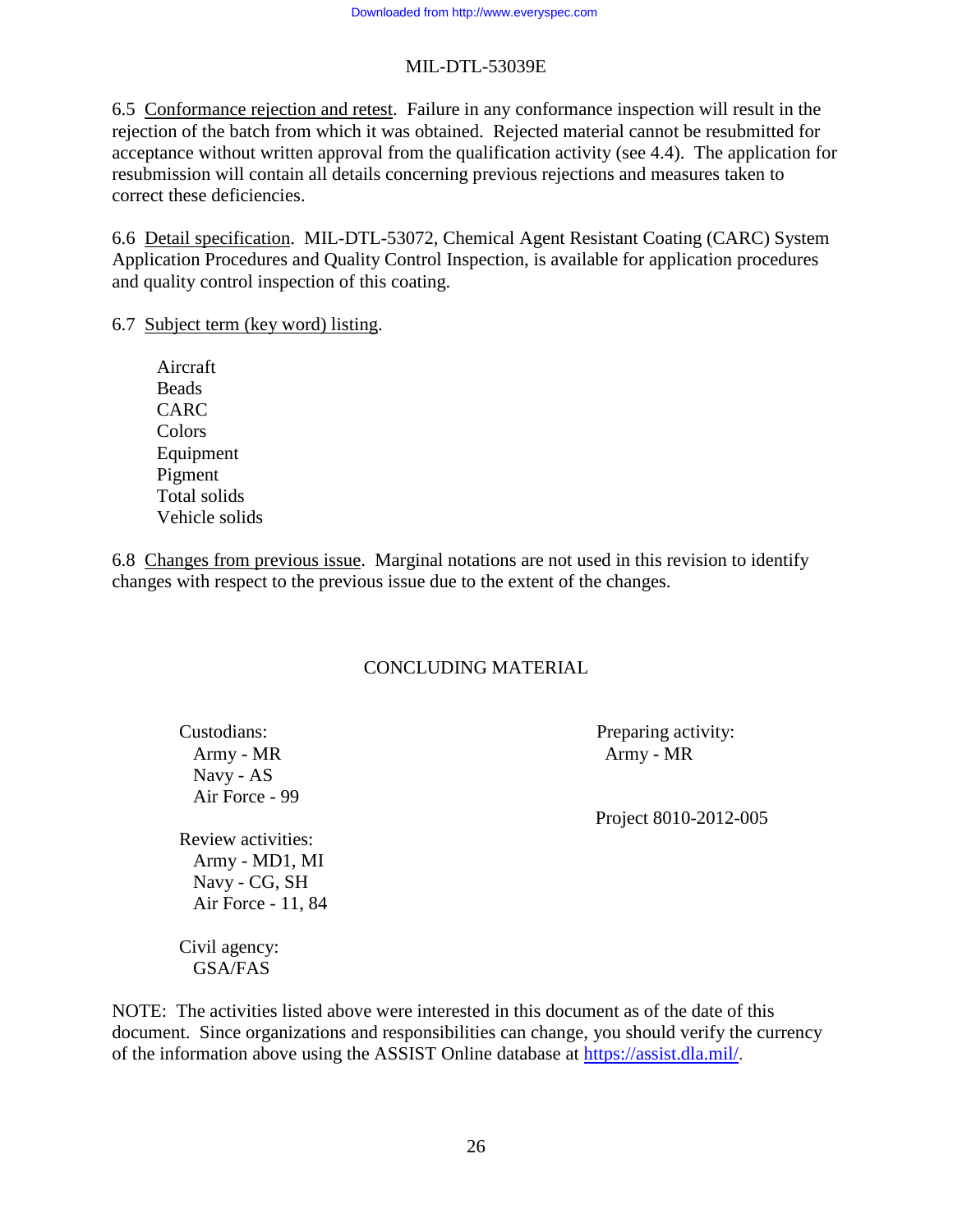6.5 Conformance rejection and retest. Failure in any conformance inspection will result in the rejection of the batch from which it was obtained. Rejected material cannot be resubmitted for acceptance without written approval from the qualification activity (see 4.4). The application for resubmission will contain all details concerning previous rejections and measures taken to correct these deficiencies.

6.6 Detail specification. MIL-DTL-53072, Chemical Agent Resistant Coating (CARC) System Application Procedures and Quality Control Inspection, is available for application procedures and quality control inspection of this coating.

6.7 Subject term (key word) listing.

Aircraft
Beads
CARC
Colors
Equipment
Pigment
Total solids
Vehicle solids

6.8 Changes from previous issue. Marginal notations are not used in this revision to identify changes with respect to the previous issue due to the extent of the changes.

## CONCLUDING MATERIAL

Custodians:
Army - MR
Navy - AS
Air Force - 99

Review activities:
Army - MD1, MI
Navy - CG, SH
Air Force - 11, 84

Civil agency:
GSA/FAS

Preparing activity:
Army - MR

Project 8010-2012-005

NOTE: The activities listed above were interested in this document as of the date of this document. Since organizations and responsibilities can change, you should verify the currency of the information above using the ASSIST Online database at https://assist.dla.mil/.